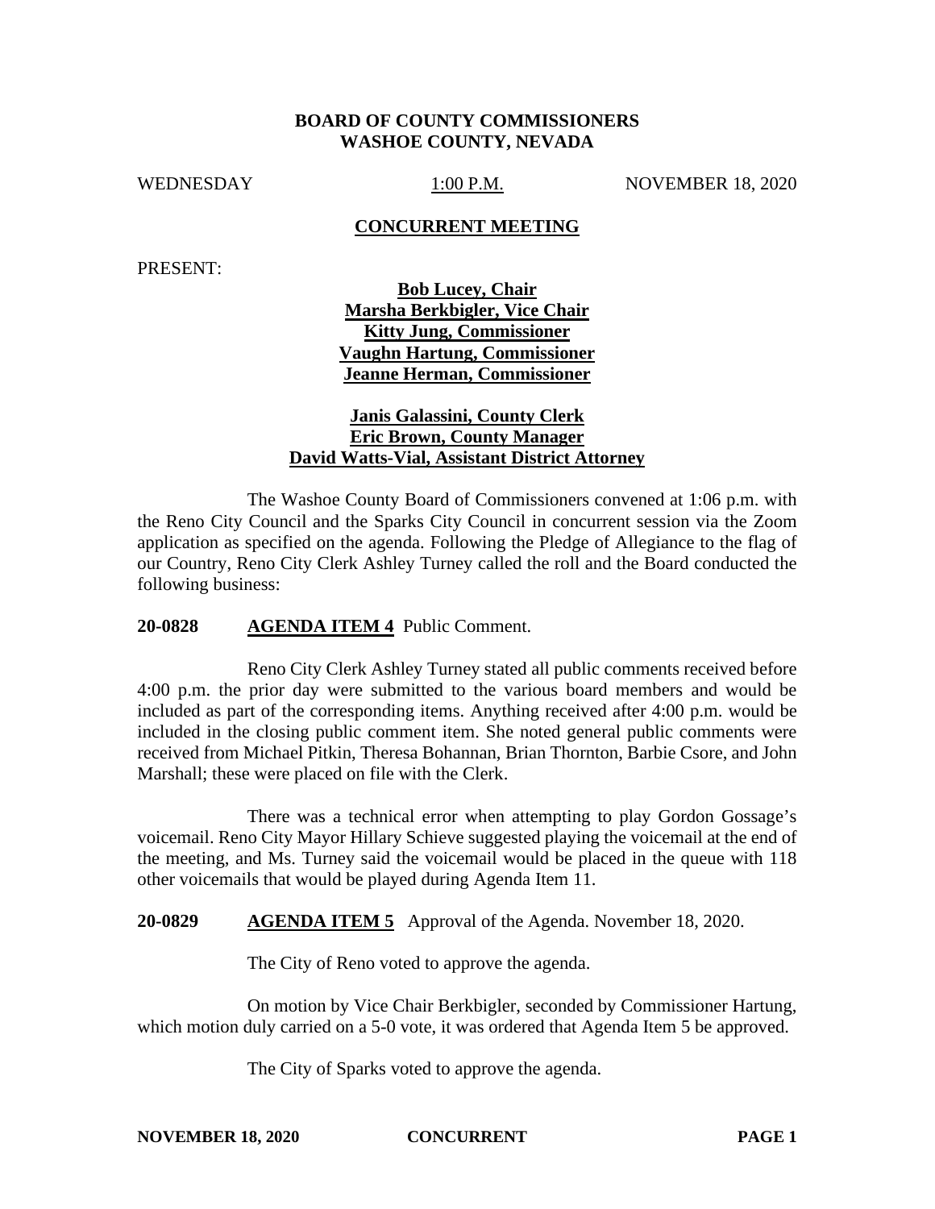**BOARD OF COUNTY COMMISSIONERS**
**WASHOE COUNTY, NEVADA**

WEDNESDAY 1:00 P.M. NOVEMBER 18, 2020

**CONCURRENT MEETING**

PRESENT:

**Bob Lucey, Chair**
**Marsha Berkbigler, Vice Chair**
**Kitty Jung, Commissioner**
**Vaughn Hartung, Commissioner**
**Jeanne Herman, Commissioner**

**Janis Galassini, County Clerk**
**Eric Brown, County Manager**
**David Watts-Vial, Assistant District Attorney**

The Washoe County Board of Commissioners convened at 1:06 p.m. with the Reno City Council and the Sparks City Council in concurrent session via the Zoom application as specified on the agenda. Following the Pledge of Allegiance to the flag of our Country, Reno City Clerk Ashley Turney called the roll and the Board conducted the following business:

**20-0828 AGENDA ITEM 4** Public Comment.

Reno City Clerk Ashley Turney stated all public comments received before 4:00 p.m. the prior day were submitted to the various board members and would be included as part of the corresponding items. Anything received after 4:00 p.m. would be included in the closing public comment item. She noted general public comments were received from Michael Pitkin, Theresa Bohannan, Brian Thornton, Barbie Csore, and John Marshall; these were placed on file with the Clerk.

There was a technical error when attempting to play Gordon Gossage's voicemail. Reno City Mayor Hillary Schieve suggested playing the voicemail at the end of the meeting, and Ms. Turney said the voicemail would be placed in the queue with 118 other voicemails that would be played during Agenda Item 11.

**20-0829 AGENDA ITEM 5** Approval of the Agenda. November 18, 2020.

The City of Reno voted to approve the agenda.

On motion by Vice Chair Berkbigler, seconded by Commissioner Hartung, which motion duly carried on a 5-0 vote, it was ordered that Agenda Item 5 be approved.

The City of Sparks voted to approve the agenda.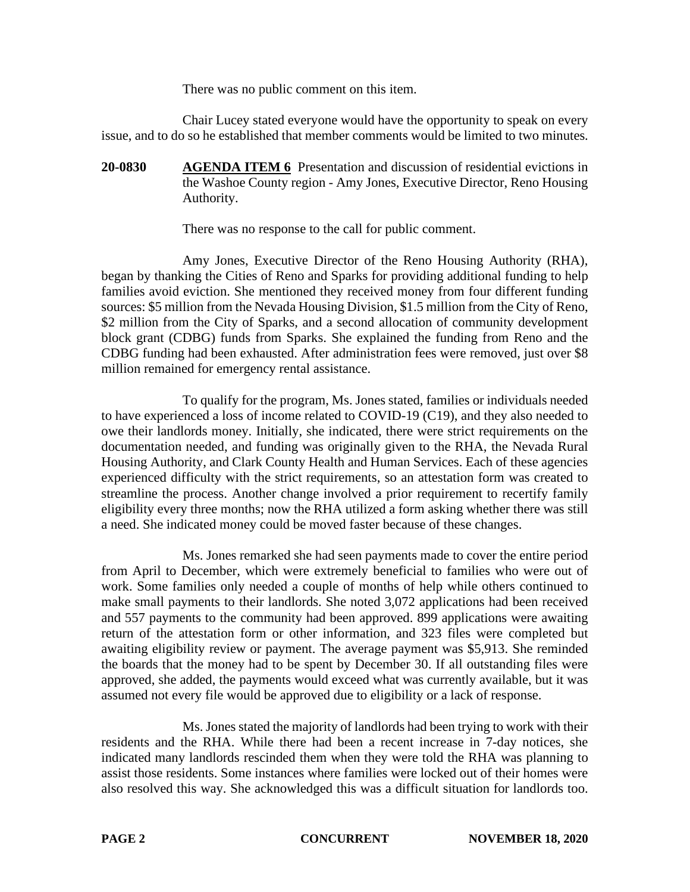There was no public comment on this item.

Chair Lucey stated everyone would have the opportunity to speak on every issue, and to do so he established that member comments would be limited to two minutes.

**20-0830** **AGENDA ITEM 6** Presentation and discussion of residential evictions in the Washoe County region - Amy Jones, Executive Director, Reno Housing Authority.

There was no response to the call for public comment.

Amy Jones, Executive Director of the Reno Housing Authority (RHA), began by thanking the Cities of Reno and Sparks for providing additional funding to help families avoid eviction. She mentioned they received money from four different funding sources: $5 million from the Nevada Housing Division, $1.5 million from the City of Reno, $2 million from the City of Sparks, and a second allocation of community development block grant (CDBG) funds from Sparks. She explained the funding from Reno and the CDBG funding had been exhausted. After administration fees were removed, just over $8 million remained for emergency rental assistance.

To qualify for the program, Ms. Jones stated, families or individuals needed to have experienced a loss of income related to COVID-19 (C19), and they also needed to owe their landlords money. Initially, she indicated, there were strict requirements on the documentation needed, and funding was originally given to the RHA, the Nevada Rural Housing Authority, and Clark County Health and Human Services. Each of these agencies experienced difficulty with the strict requirements, so an attestation form was created to streamline the process. Another change involved a prior requirement to recertify family eligibility every three months; now the RHA utilized a form asking whether there was still a need. She indicated money could be moved faster because of these changes.

Ms. Jones remarked she had seen payments made to cover the entire period from April to December, which were extremely beneficial to families who were out of work. Some families only needed a couple of months of help while others continued to make small payments to their landlords. She noted 3,072 applications had been received and 557 payments to the community had been approved. 899 applications were awaiting return of the attestation form or other information, and 323 files were completed but awaiting eligibility review or payment. The average payment was $5,913. She reminded the boards that the money had to be spent by December 30. If all outstanding files were approved, she added, the payments would exceed what was currently available, but it was assumed not every file would be approved due to eligibility or a lack of response.

Ms. Jones stated the majority of landlords had been trying to work with their residents and the RHA. While there had been a recent increase in 7-day notices, she indicated many landlords rescinded them when they were told the RHA was planning to assist those residents. Some instances where families were locked out of their homes were also resolved this way. She acknowledged this was a difficult situation for landlords too.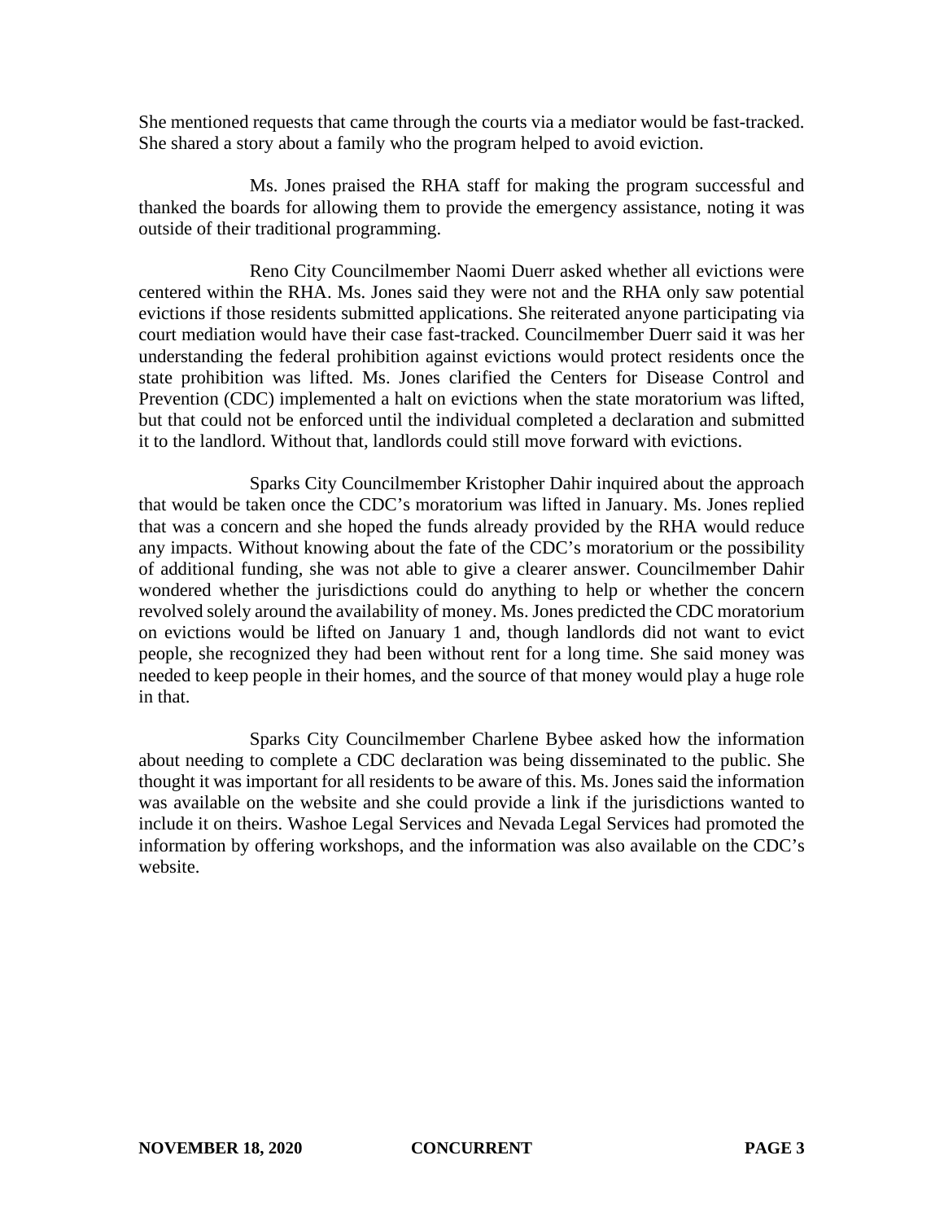She mentioned requests that came through the courts via a mediator would be fast-tracked. She shared a story about a family who the program helped to avoid eviction.

Ms. Jones praised the RHA staff for making the program successful and thanked the boards for allowing them to provide the emergency assistance, noting it was outside of their traditional programming.

Reno City Councilmember Naomi Duerr asked whether all evictions were centered within the RHA. Ms. Jones said they were not and the RHA only saw potential evictions if those residents submitted applications. She reiterated anyone participating via court mediation would have their case fast-tracked. Councilmember Duerr said it was her understanding the federal prohibition against evictions would protect residents once the state prohibition was lifted. Ms. Jones clarified the Centers for Disease Control and Prevention (CDC) implemented a halt on evictions when the state moratorium was lifted, but that could not be enforced until the individual completed a declaration and submitted it to the landlord. Without that, landlords could still move forward with evictions.

Sparks City Councilmember Kristopher Dahir inquired about the approach that would be taken once the CDC's moratorium was lifted in January. Ms. Jones replied that was a concern and she hoped the funds already provided by the RHA would reduce any impacts. Without knowing about the fate of the CDC's moratorium or the possibility of additional funding, she was not able to give a clearer answer. Councilmember Dahir wondered whether the jurisdictions could do anything to help or whether the concern revolved solely around the availability of money. Ms. Jones predicted the CDC moratorium on evictions would be lifted on January 1 and, though landlords did not want to evict people, she recognized they had been without rent for a long time. She said money was needed to keep people in their homes, and the source of that money would play a huge role in that.

Sparks City Councilmember Charlene Bybee asked how the information about needing to complete a CDC declaration was being disseminated to the public. She thought it was important for all residents to be aware of this. Ms. Jones said the information was available on the website and she could provide a link if the jurisdictions wanted to include it on theirs. Washoe Legal Services and Nevada Legal Services had promoted the information by offering workshops, and the information was also available on the CDC's website.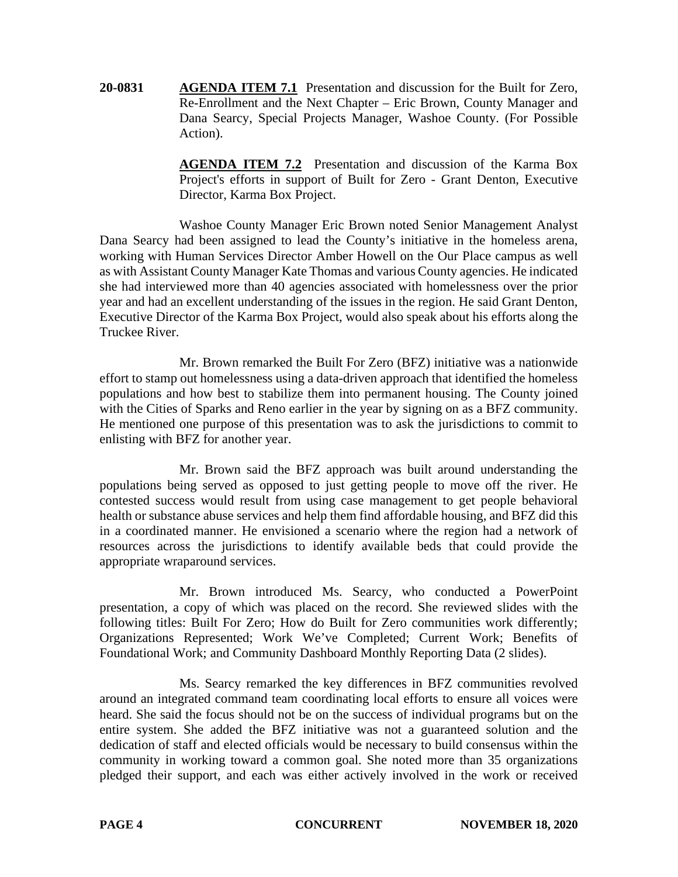**20-0831** **AGENDA ITEM 7.1** Presentation and discussion for the Built for Zero, Re-Enrollment and the Next Chapter – Eric Brown, County Manager and Dana Searcy, Special Projects Manager, Washoe County. (For Possible Action).

**AGENDA ITEM 7.2** Presentation and discussion of the Karma Box Project's efforts in support of Built for Zero - Grant Denton, Executive Director, Karma Box Project.

Washoe County Manager Eric Brown noted Senior Management Analyst Dana Searcy had been assigned to lead the County's initiative in the homeless arena, working with Human Services Director Amber Howell on the Our Place campus as well as with Assistant County Manager Kate Thomas and various County agencies. He indicated she had interviewed more than 40 agencies associated with homelessness over the prior year and had an excellent understanding of the issues in the region. He said Grant Denton, Executive Director of the Karma Box Project, would also speak about his efforts along the Truckee River.

Mr. Brown remarked the Built For Zero (BFZ) initiative was a nationwide effort to stamp out homelessness using a data-driven approach that identified the homeless populations and how best to stabilize them into permanent housing. The County joined with the Cities of Sparks and Reno earlier in the year by signing on as a BFZ community. He mentioned one purpose of this presentation was to ask the jurisdictions to commit to enlisting with BFZ for another year.

Mr. Brown said the BFZ approach was built around understanding the populations being served as opposed to just getting people to move off the river. He contested success would result from using case management to get people behavioral health or substance abuse services and help them find affordable housing, and BFZ did this in a coordinated manner. He envisioned a scenario where the region had a network of resources across the jurisdictions to identify available beds that could provide the appropriate wraparound services.

Mr. Brown introduced Ms. Searcy, who conducted a PowerPoint presentation, a copy of which was placed on the record. She reviewed slides with the following titles: Built For Zero; How do Built for Zero communities work differently; Organizations Represented; Work We've Completed; Current Work; Benefits of Foundational Work; and Community Dashboard Monthly Reporting Data (2 slides).

Ms. Searcy remarked the key differences in BFZ communities revolved around an integrated command team coordinating local efforts to ensure all voices were heard. She said the focus should not be on the success of individual programs but on the entire system. She added the BFZ initiative was not a guaranteed solution and the dedication of staff and elected officials would be necessary to build consensus within the community in working toward a common goal. She noted more than 35 organizations pledged their support, and each was either actively involved in the work or received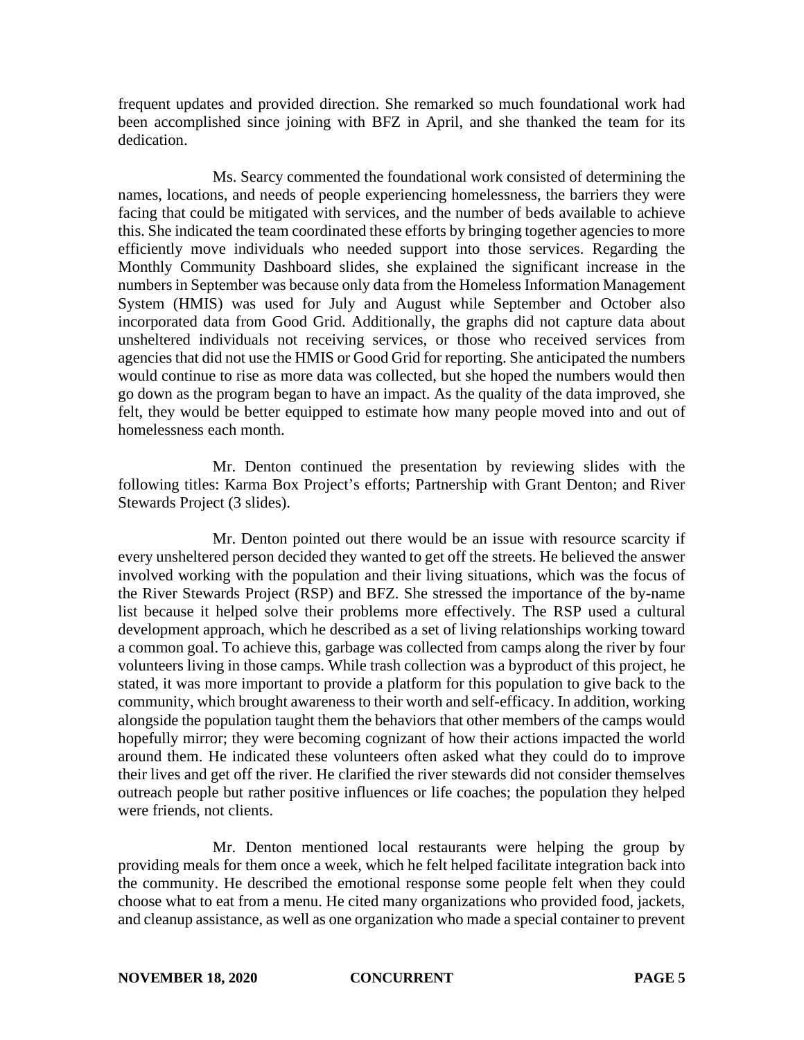frequent updates and provided direction. She remarked so much foundational work had been accomplished since joining with BFZ in April, and she thanked the team for its dedication.

Ms. Searcy commented the foundational work consisted of determining the names, locations, and needs of people experiencing homelessness, the barriers they were facing that could be mitigated with services, and the number of beds available to achieve this. She indicated the team coordinated these efforts by bringing together agencies to more efficiently move individuals who needed support into those services. Regarding the Monthly Community Dashboard slides, she explained the significant increase in the numbers in September was because only data from the Homeless Information Management System (HMIS) was used for July and August while September and October also incorporated data from Good Grid. Additionally, the graphs did not capture data about unsheltered individuals not receiving services, or those who received services from agencies that did not use the HMIS or Good Grid for reporting. She anticipated the numbers would continue to rise as more data was collected, but she hoped the numbers would then go down as the program began to have an impact. As the quality of the data improved, she felt, they would be better equipped to estimate how many people moved into and out of homelessness each month.

Mr. Denton continued the presentation by reviewing slides with the following titles: Karma Box Project's efforts; Partnership with Grant Denton; and River Stewards Project (3 slides).

Mr. Denton pointed out there would be an issue with resource scarcity if every unsheltered person decided they wanted to get off the streets. He believed the answer involved working with the population and their living situations, which was the focus of the River Stewards Project (RSP) and BFZ. She stressed the importance of the by-name list because it helped solve their problems more effectively. The RSP used a cultural development approach, which he described as a set of living relationships working toward a common goal. To achieve this, garbage was collected from camps along the river by four volunteers living in those camps. While trash collection was a byproduct of this project, he stated, it was more important to provide a platform for this population to give back to the community, which brought awareness to their worth and self-efficacy. In addition, working alongside the population taught them the behaviors that other members of the camps would hopefully mirror; they were becoming cognizant of how their actions impacted the world around them. He indicated these volunteers often asked what they could do to improve their lives and get off the river. He clarified the river stewards did not consider themselves outreach people but rather positive influences or life coaches; the population they helped were friends, not clients.

Mr. Denton mentioned local restaurants were helping the group by providing meals for them once a week, which he felt helped facilitate integration back into the community. He described the emotional response some people felt when they could choose what to eat from a menu. He cited many organizations who provided food, jackets, and cleanup assistance, as well as one organization who made a special container to prevent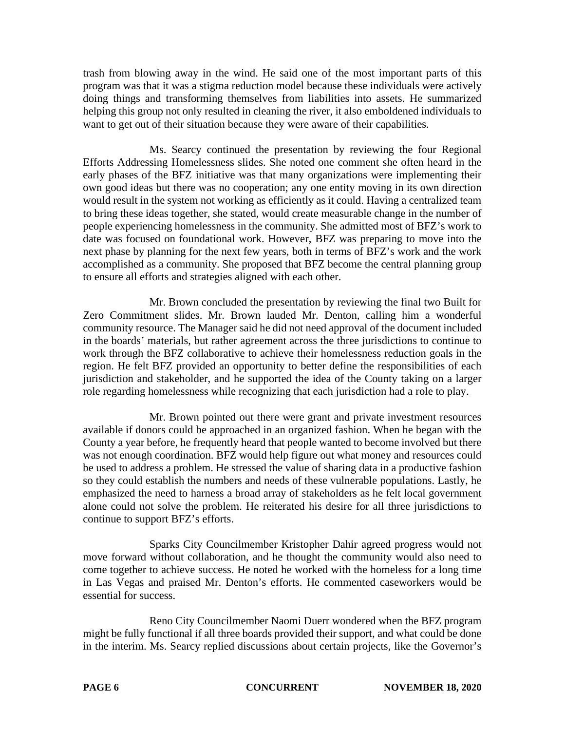trash from blowing away in the wind. He said one of the most important parts of this program was that it was a stigma reduction model because these individuals were actively doing things and transforming themselves from liabilities into assets. He summarized helping this group not only resulted in cleaning the river, it also emboldened individuals to want to get out of their situation because they were aware of their capabilities.

Ms. Searcy continued the presentation by reviewing the four Regional Efforts Addressing Homelessness slides. She noted one comment she often heard in the early phases of the BFZ initiative was that many organizations were implementing their own good ideas but there was no cooperation; any one entity moving in its own direction would result in the system not working as efficiently as it could. Having a centralized team to bring these ideas together, she stated, would create measurable change in the number of people experiencing homelessness in the community. She admitted most of BFZ's work to date was focused on foundational work. However, BFZ was preparing to move into the next phase by planning for the next few years, both in terms of BFZ's work and the work accomplished as a community. She proposed that BFZ become the central planning group to ensure all efforts and strategies aligned with each other.

Mr. Brown concluded the presentation by reviewing the final two Built for Zero Commitment slides. Mr. Brown lauded Mr. Denton, calling him a wonderful community resource. The Manager said he did not need approval of the document included in the boards' materials, but rather agreement across the three jurisdictions to continue to work through the BFZ collaborative to achieve their homelessness reduction goals in the region. He felt BFZ provided an opportunity to better define the responsibilities of each jurisdiction and stakeholder, and he supported the idea of the County taking on a larger role regarding homelessness while recognizing that each jurisdiction had a role to play.

Mr. Brown pointed out there were grant and private investment resources available if donors could be approached in an organized fashion. When he began with the County a year before, he frequently heard that people wanted to become involved but there was not enough coordination. BFZ would help figure out what money and resources could be used to address a problem. He stressed the value of sharing data in a productive fashion so they could establish the numbers and needs of these vulnerable populations. Lastly, he emphasized the need to harness a broad array of stakeholders as he felt local government alone could not solve the problem. He reiterated his desire for all three jurisdictions to continue to support BFZ's efforts.

Sparks City Councilmember Kristopher Dahir agreed progress would not move forward without collaboration, and he thought the community would also need to come together to achieve success. He noted he worked with the homeless for a long time in Las Vegas and praised Mr. Denton's efforts. He commented caseworkers would be essential for success.

Reno City Councilmember Naomi Duerr wondered when the BFZ program might be fully functional if all three boards provided their support, and what could be done in the interim. Ms. Searcy replied discussions about certain projects, like the Governor's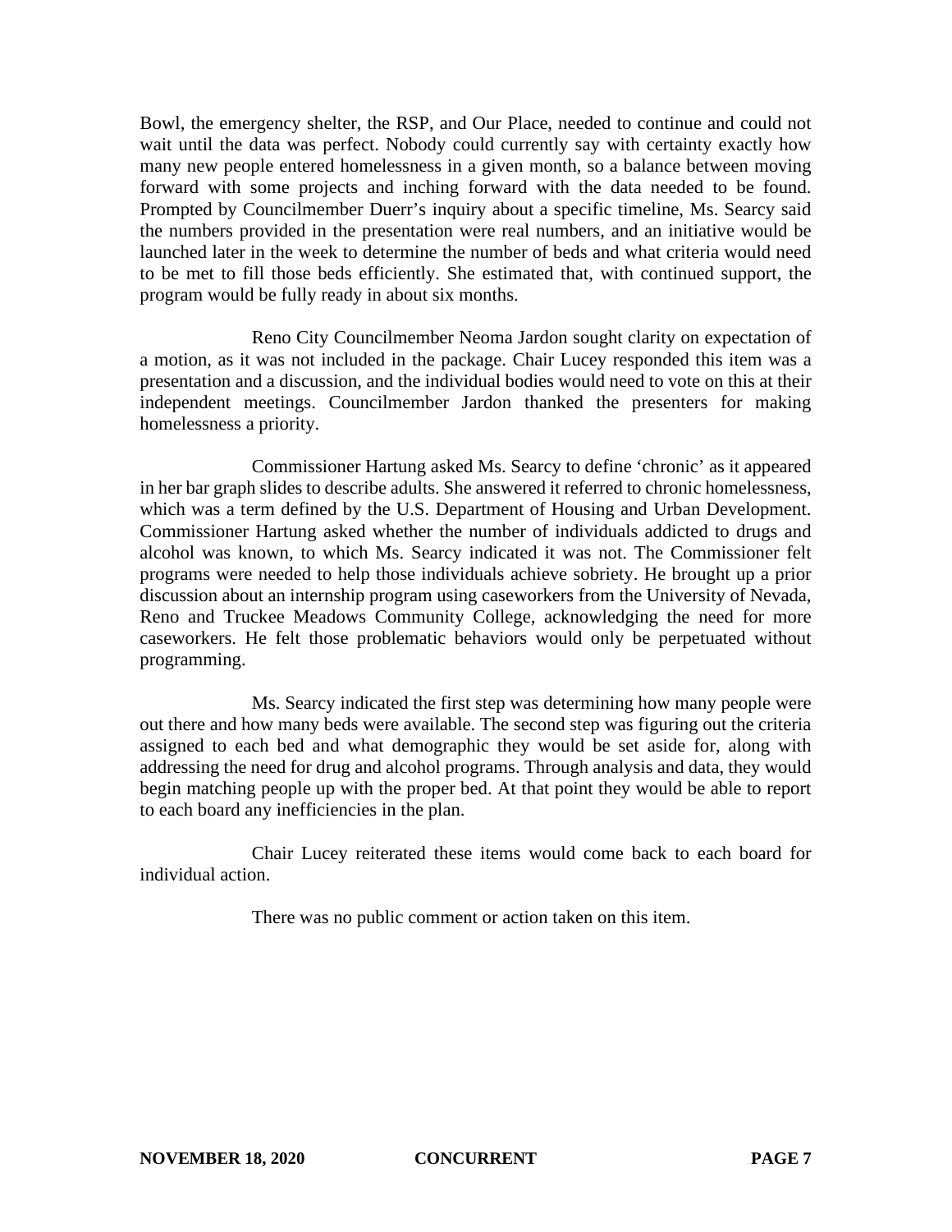Bowl, the emergency shelter, the RSP, and Our Place, needed to continue and could not wait until the data was perfect. Nobody could currently say with certainty exactly how many new people entered homelessness in a given month, so a balance between moving forward with some projects and inching forward with the data needed to be found. Prompted by Councilmember Duerr's inquiry about a specific timeline, Ms. Searcy said the numbers provided in the presentation were real numbers, and an initiative would be launched later in the week to determine the number of beds and what criteria would need to be met to fill those beds efficiently. She estimated that, with continued support, the program would be fully ready in about six months.

Reno City Councilmember Neoma Jardon sought clarity on expectation of a motion, as it was not included in the package. Chair Lucey responded this item was a presentation and a discussion, and the individual bodies would need to vote on this at their independent meetings. Councilmember Jardon thanked the presenters for making homelessness a priority.

Commissioner Hartung asked Ms. Searcy to define 'chronic' as it appeared in her bar graph slides to describe adults. She answered it referred to chronic homelessness, which was a term defined by the U.S. Department of Housing and Urban Development. Commissioner Hartung asked whether the number of individuals addicted to drugs and alcohol was known, to which Ms. Searcy indicated it was not. The Commissioner felt programs were needed to help those individuals achieve sobriety. He brought up a prior discussion about an internship program using caseworkers from the University of Nevada, Reno and Truckee Meadows Community College, acknowledging the need for more caseworkers. He felt those problematic behaviors would only be perpetuated without programming.

Ms. Searcy indicated the first step was determining how many people were out there and how many beds were available. The second step was figuring out the criteria assigned to each bed and what demographic they would be set aside for, along with addressing the need for drug and alcohol programs. Through analysis and data, they would begin matching people up with the proper bed. At that point they would be able to report to each board any inefficiencies in the plan.

Chair Lucey reiterated these items would come back to each board for individual action.

There was no public comment or action taken on this item.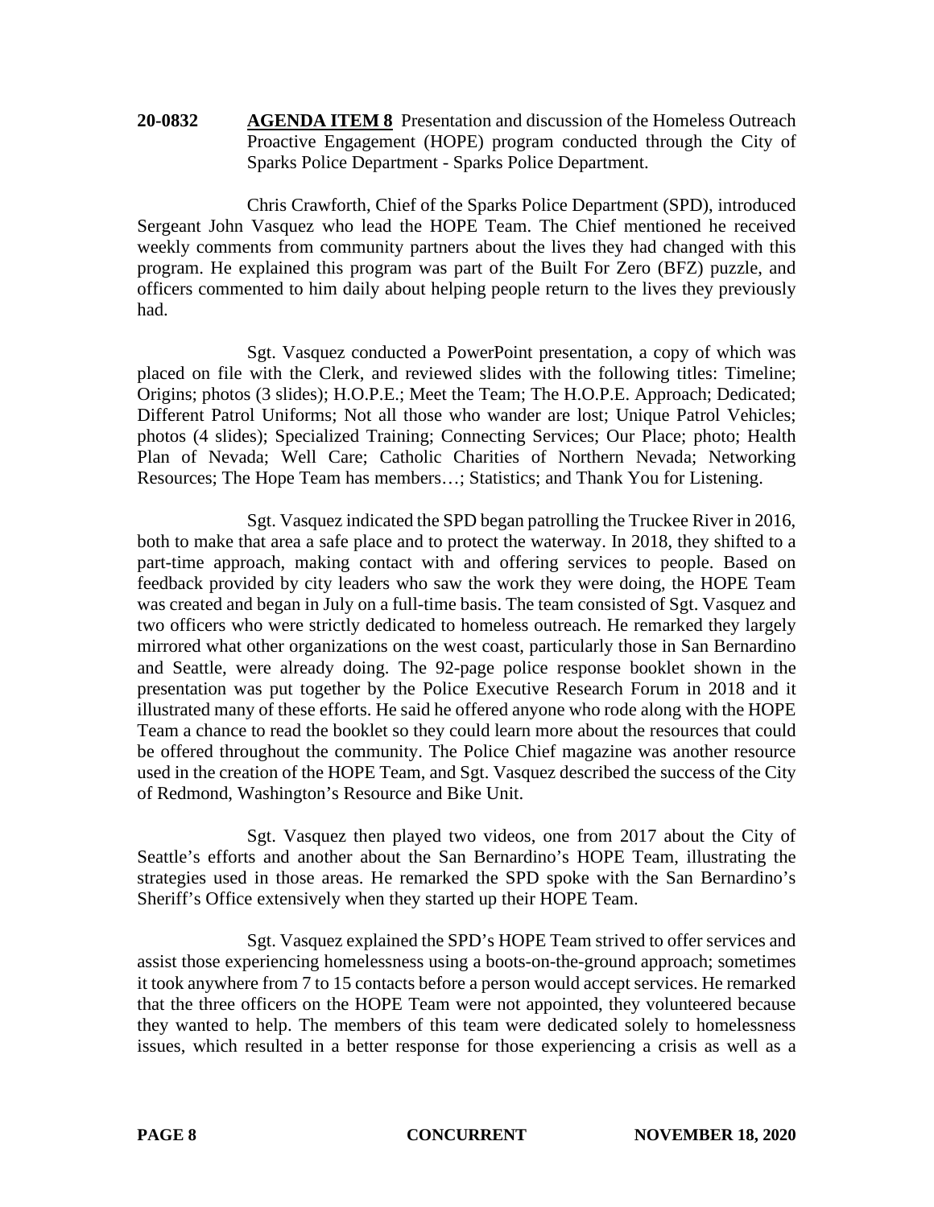**20-0832 AGENDA ITEM 8** Presentation and discussion of the Homeless Outreach Proactive Engagement (HOPE) program conducted through the City of Sparks Police Department - Sparks Police Department.

Chris Crawforth, Chief of the Sparks Police Department (SPD), introduced Sergeant John Vasquez who lead the HOPE Team. The Chief mentioned he received weekly comments from community partners about the lives they had changed with this program. He explained this program was part of the Built For Zero (BFZ) puzzle, and officers commented to him daily about helping people return to the lives they previously had.

Sgt. Vasquez conducted a PowerPoint presentation, a copy of which was placed on file with the Clerk, and reviewed slides with the following titles: Timeline; Origins; photos (3 slides); H.O.P.E.; Meet the Team; The H.O.P.E. Approach; Dedicated; Different Patrol Uniforms; Not all those who wander are lost; Unique Patrol Vehicles; photos (4 slides); Specialized Training; Connecting Services; Our Place; photo; Health Plan of Nevada; Well Care; Catholic Charities of Northern Nevada; Networking Resources; The Hope Team has members…; Statistics; and Thank You for Listening.

Sgt. Vasquez indicated the SPD began patrolling the Truckee River in 2016, both to make that area a safe place and to protect the waterway. In 2018, they shifted to a part-time approach, making contact with and offering services to people. Based on feedback provided by city leaders who saw the work they were doing, the HOPE Team was created and began in July on a full-time basis. The team consisted of Sgt. Vasquez and two officers who were strictly dedicated to homeless outreach. He remarked they largely mirrored what other organizations on the west coast, particularly those in San Bernardino and Seattle, were already doing. The 92-page police response booklet shown in the presentation was put together by the Police Executive Research Forum in 2018 and it illustrated many of these efforts. He said he offered anyone who rode along with the HOPE Team a chance to read the booklet so they could learn more about the resources that could be offered throughout the community. The Police Chief magazine was another resource used in the creation of the HOPE Team, and Sgt. Vasquez described the success of the City of Redmond, Washington's Resource and Bike Unit.

Sgt. Vasquez then played two videos, one from 2017 about the City of Seattle's efforts and another about the San Bernardino's HOPE Team, illustrating the strategies used in those areas. He remarked the SPD spoke with the San Bernardino's Sheriff's Office extensively when they started up their HOPE Team.

Sgt. Vasquez explained the SPD's HOPE Team strived to offer services and assist those experiencing homelessness using a boots-on-the-ground approach; sometimes it took anywhere from 7 to 15 contacts before a person would accept services. He remarked that the three officers on the HOPE Team were not appointed, they volunteered because they wanted to help. The members of this team were dedicated solely to homelessness issues, which resulted in a better response for those experiencing a crisis as well as a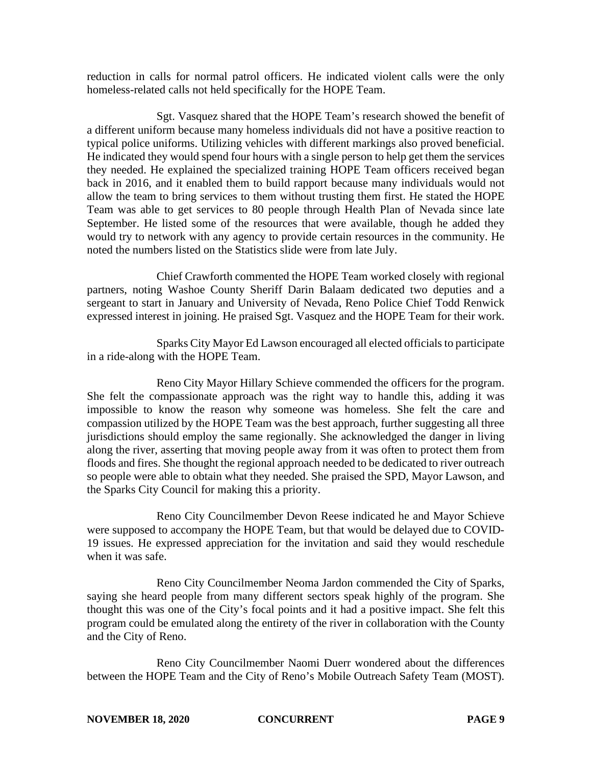reduction in calls for normal patrol officers. He indicated violent calls were the only homeless-related calls not held specifically for the HOPE Team.

Sgt. Vasquez shared that the HOPE Team's research showed the benefit of a different uniform because many homeless individuals did not have a positive reaction to typical police uniforms. Utilizing vehicles with different markings also proved beneficial. He indicated they would spend four hours with a single person to help get them the services they needed. He explained the specialized training HOPE Team officers received began back in 2016, and it enabled them to build rapport because many individuals would not allow the team to bring services to them without trusting them first. He stated the HOPE Team was able to get services to 80 people through Health Plan of Nevada since late September. He listed some of the resources that were available, though he added they would try to network with any agency to provide certain resources in the community. He noted the numbers listed on the Statistics slide were from late July.

Chief Crawforth commented the HOPE Team worked closely with regional partners, noting Washoe County Sheriff Darin Balaam dedicated two deputies and a sergeant to start in January and University of Nevada, Reno Police Chief Todd Renwick expressed interest in joining. He praised Sgt. Vasquez and the HOPE Team for their work.

Sparks City Mayor Ed Lawson encouraged all elected officials to participate in a ride-along with the HOPE Team.

Reno City Mayor Hillary Schieve commended the officers for the program. She felt the compassionate approach was the right way to handle this, adding it was impossible to know the reason why someone was homeless. She felt the care and compassion utilized by the HOPE Team was the best approach, further suggesting all three jurisdictions should employ the same regionally. She acknowledged the danger in living along the river, asserting that moving people away from it was often to protect them from floods and fires. She thought the regional approach needed to be dedicated to river outreach so people were able to obtain what they needed. She praised the SPD, Mayor Lawson, and the Sparks City Council for making this a priority.

Reno City Councilmember Devon Reese indicated he and Mayor Schieve were supposed to accompany the HOPE Team, but that would be delayed due to COVID-19 issues. He expressed appreciation for the invitation and said they would reschedule when it was safe.

Reno City Councilmember Neoma Jardon commended the City of Sparks, saying she heard people from many different sectors speak highly of the program. She thought this was one of the City's focal points and it had a positive impact. She felt this program could be emulated along the entirety of the river in collaboration with the County and the City of Reno.

Reno City Councilmember Naomi Duerr wondered about the differences between the HOPE Team and the City of Reno's Mobile Outreach Safety Team (MOST).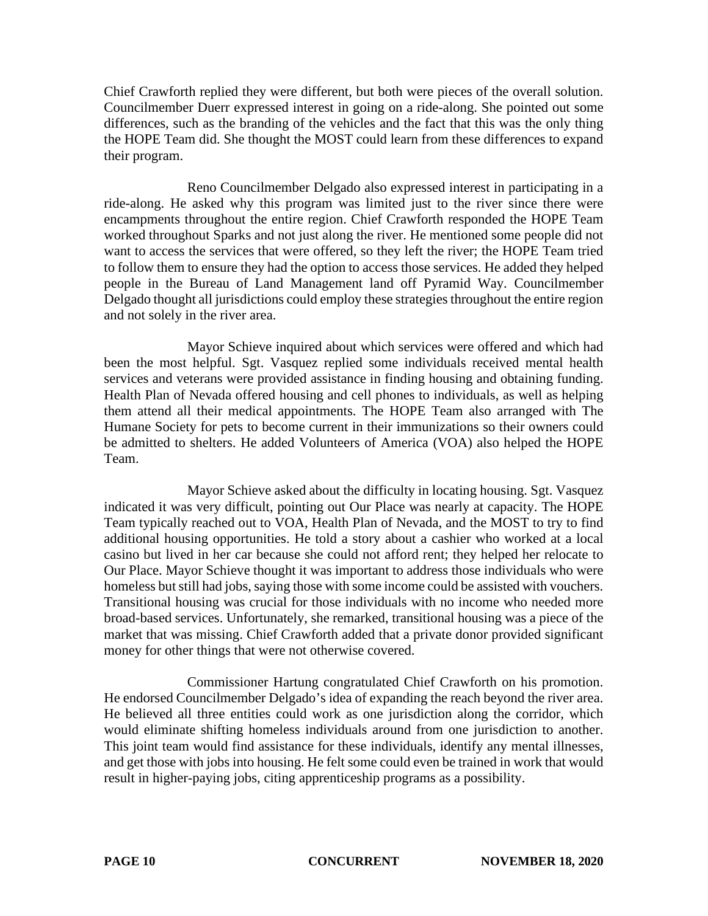Chief Crawforth replied they were different, but both were pieces of the overall solution. Councilmember Duerr expressed interest in going on a ride-along. She pointed out some differences, such as the branding of the vehicles and the fact that this was the only thing the HOPE Team did. She thought the MOST could learn from these differences to expand their program.

Reno Councilmember Delgado also expressed interest in participating in a ride-along. He asked why this program was limited just to the river since there were encampments throughout the entire region. Chief Crawforth responded the HOPE Team worked throughout Sparks and not just along the river. He mentioned some people did not want to access the services that were offered, so they left the river; the HOPE Team tried to follow them to ensure they had the option to access those services. He added they helped people in the Bureau of Land Management land off Pyramid Way. Councilmember Delgado thought all jurisdictions could employ these strategies throughout the entire region and not solely in the river area.

Mayor Schieve inquired about which services were offered and which had been the most helpful. Sgt. Vasquez replied some individuals received mental health services and veterans were provided assistance in finding housing and obtaining funding. Health Plan of Nevada offered housing and cell phones to individuals, as well as helping them attend all their medical appointments. The HOPE Team also arranged with The Humane Society for pets to become current in their immunizations so their owners could be admitted to shelters. He added Volunteers of America (VOA) also helped the HOPE Team.

Mayor Schieve asked about the difficulty in locating housing. Sgt. Vasquez indicated it was very difficult, pointing out Our Place was nearly at capacity. The HOPE Team typically reached out to VOA, Health Plan of Nevada, and the MOST to try to find additional housing opportunities. He told a story about a cashier who worked at a local casino but lived in her car because she could not afford rent; they helped her relocate to Our Place. Mayor Schieve thought it was important to address those individuals who were homeless but still had jobs, saying those with some income could be assisted with vouchers. Transitional housing was crucial for those individuals with no income who needed more broad-based services. Unfortunately, she remarked, transitional housing was a piece of the market that was missing. Chief Crawforth added that a private donor provided significant money for other things that were not otherwise covered.

Commissioner Hartung congratulated Chief Crawforth on his promotion. He endorsed Councilmember Delgado's idea of expanding the reach beyond the river area. He believed all three entities could work as one jurisdiction along the corridor, which would eliminate shifting homeless individuals around from one jurisdiction to another. This joint team would find assistance for these individuals, identify any mental illnesses, and get those with jobs into housing. He felt some could even be trained in work that would result in higher-paying jobs, citing apprenticeship programs as a possibility.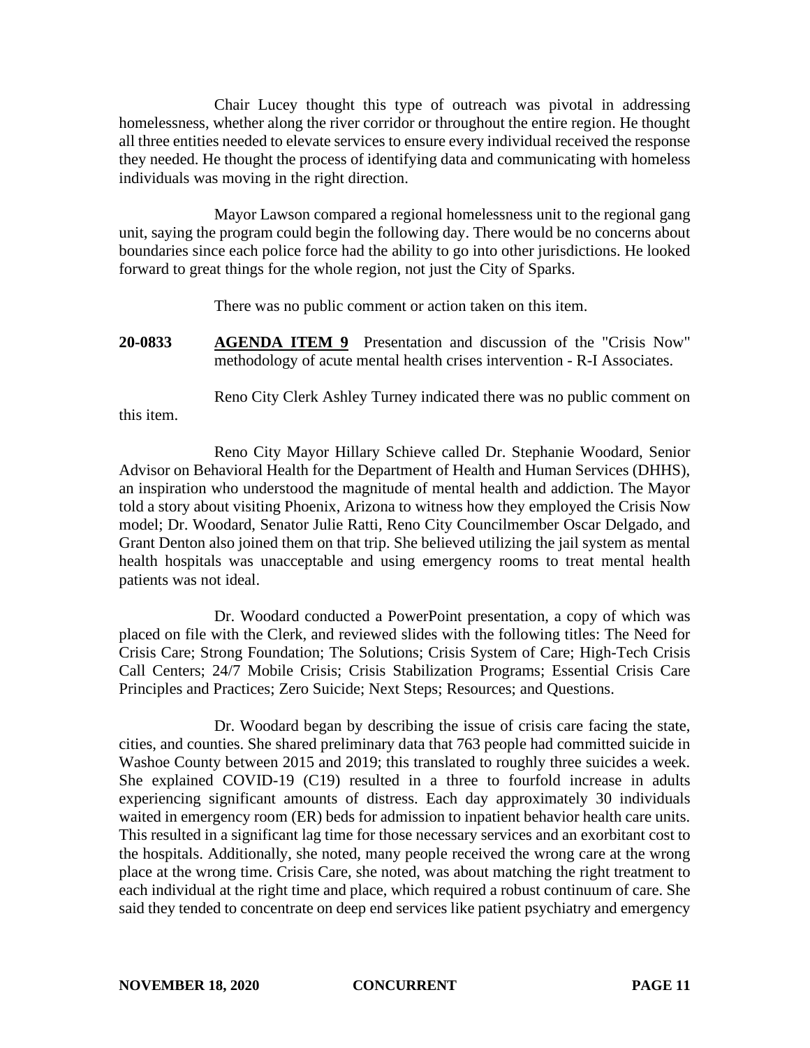Chair Lucey thought this type of outreach was pivotal in addressing homelessness, whether along the river corridor or throughout the entire region. He thought all three entities needed to elevate services to ensure every individual received the response they needed. He thought the process of identifying data and communicating with homeless individuals was moving in the right direction.

Mayor Lawson compared a regional homelessness unit to the regional gang unit, saying the program could begin the following day. There would be no concerns about boundaries since each police force had the ability to go into other jurisdictions. He looked forward to great things for the whole region, not just the City of Sparks.

There was no public comment or action taken on this item.

**20-0833** **AGENDA ITEM 9** Presentation and discussion of the "Crisis Now" methodology of acute mental health crises intervention - R-I Associates.

Reno City Clerk Ashley Turney indicated there was no public comment on this item.

Reno City Mayor Hillary Schieve called Dr. Stephanie Woodard, Senior Advisor on Behavioral Health for the Department of Health and Human Services (DHHS), an inspiration who understood the magnitude of mental health and addiction. The Mayor told a story about visiting Phoenix, Arizona to witness how they employed the Crisis Now model; Dr. Woodard, Senator Julie Ratti, Reno City Councilmember Oscar Delgado, and Grant Denton also joined them on that trip. She believed utilizing the jail system as mental health hospitals was unacceptable and using emergency rooms to treat mental health patients was not ideal.

Dr. Woodard conducted a PowerPoint presentation, a copy of which was placed on file with the Clerk, and reviewed slides with the following titles: The Need for Crisis Care; Strong Foundation; The Solutions; Crisis System of Care; High-Tech Crisis Call Centers; 24/7 Mobile Crisis; Crisis Stabilization Programs; Essential Crisis Care Principles and Practices; Zero Suicide; Next Steps; Resources; and Questions.

Dr. Woodard began by describing the issue of crisis care facing the state, cities, and counties. She shared preliminary data that 763 people had committed suicide in Washoe County between 2015 and 2019; this translated to roughly three suicides a week. She explained COVID-19 (C19) resulted in a three to fourfold increase in adults experiencing significant amounts of distress. Each day approximately 30 individuals waited in emergency room (ER) beds for admission to inpatient behavior health care units. This resulted in a significant lag time for those necessary services and an exorbitant cost to the hospitals. Additionally, she noted, many people received the wrong care at the wrong place at the wrong time. Crisis Care, she noted, was about matching the right treatment to each individual at the right time and place, which required a robust continuum of care. She said they tended to concentrate on deep end services like patient psychiatry and emergency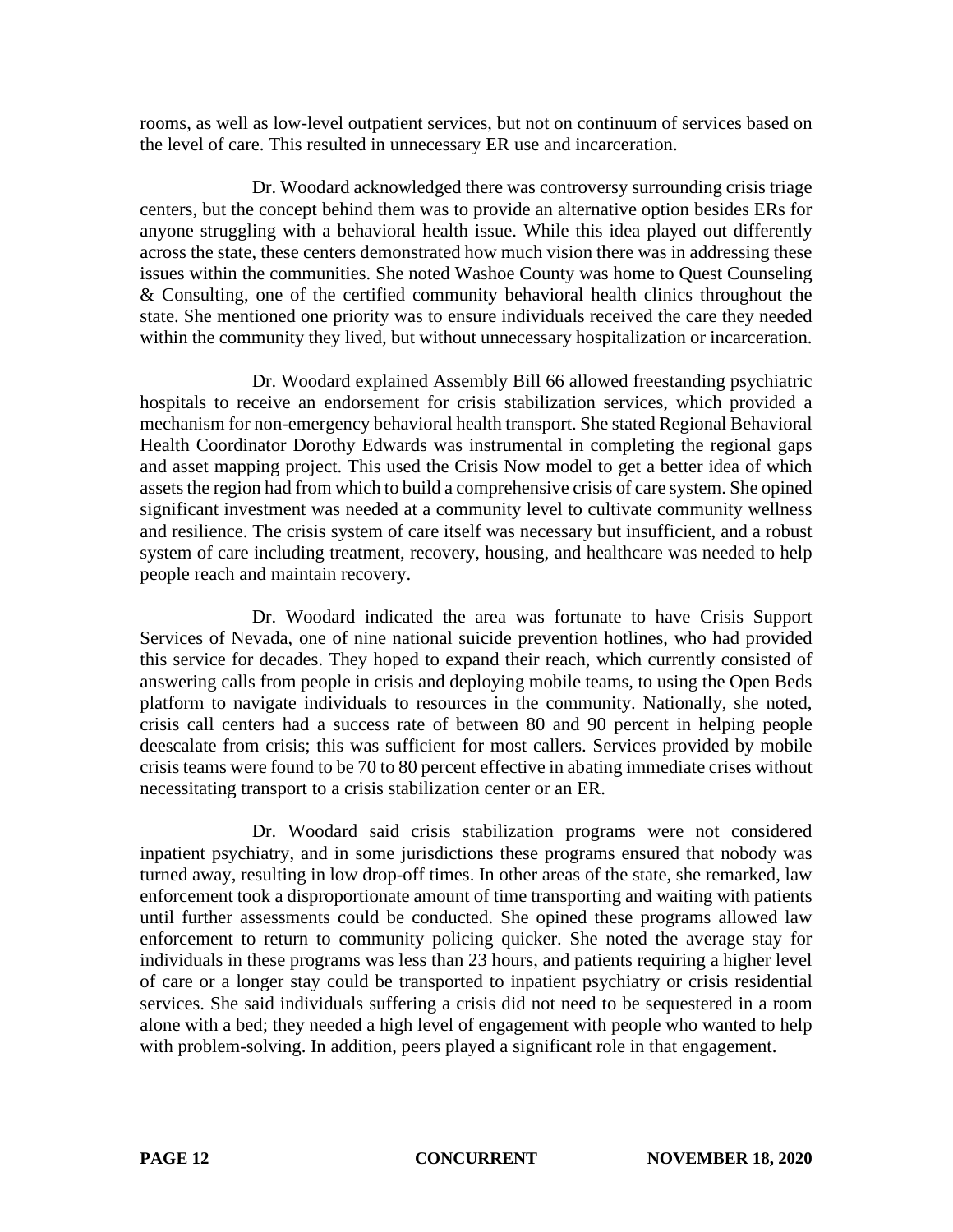rooms, as well as low-level outpatient services, but not on continuum of services based on the level of care. This resulted in unnecessary ER use and incarceration.

Dr. Woodard acknowledged there was controversy surrounding crisis triage centers, but the concept behind them was to provide an alternative option besides ERs for anyone struggling with a behavioral health issue. While this idea played out differently across the state, these centers demonstrated how much vision there was in addressing these issues within the communities. She noted Washoe County was home to Quest Counseling & Consulting, one of the certified community behavioral health clinics throughout the state. She mentioned one priority was to ensure individuals received the care they needed within the community they lived, but without unnecessary hospitalization or incarceration.

Dr. Woodard explained Assembly Bill 66 allowed freestanding psychiatric hospitals to receive an endorsement for crisis stabilization services, which provided a mechanism for non-emergency behavioral health transport. She stated Regional Behavioral Health Coordinator Dorothy Edwards was instrumental in completing the regional gaps and asset mapping project. This used the Crisis Now model to get a better idea of which assets the region had from which to build a comprehensive crisis of care system. She opined significant investment was needed at a community level to cultivate community wellness and resilience. The crisis system of care itself was necessary but insufficient, and a robust system of care including treatment, recovery, housing, and healthcare was needed to help people reach and maintain recovery.

Dr. Woodard indicated the area was fortunate to have Crisis Support Services of Nevada, one of nine national suicide prevention hotlines, who had provided this service for decades. They hoped to expand their reach, which currently consisted of answering calls from people in crisis and deploying mobile teams, to using the Open Beds platform to navigate individuals to resources in the community. Nationally, she noted, crisis call centers had a success rate of between 80 and 90 percent in helping people deescalate from crisis; this was sufficient for most callers. Services provided by mobile crisis teams were found to be 70 to 80 percent effective in abating immediate crises without necessitating transport to a crisis stabilization center or an ER.

Dr. Woodard said crisis stabilization programs were not considered inpatient psychiatry, and in some jurisdictions these programs ensured that nobody was turned away, resulting in low drop-off times. In other areas of the state, she remarked, law enforcement took a disproportionate amount of time transporting and waiting with patients until further assessments could be conducted. She opined these programs allowed law enforcement to return to community policing quicker. She noted the average stay for individuals in these programs was less than 23 hours, and patients requiring a higher level of care or a longer stay could be transported to inpatient psychiatry or crisis residential services. She said individuals suffering a crisis did not need to be sequestered in a room alone with a bed; they needed a high level of engagement with people who wanted to help with problem-solving. In addition, peers played a significant role in that engagement.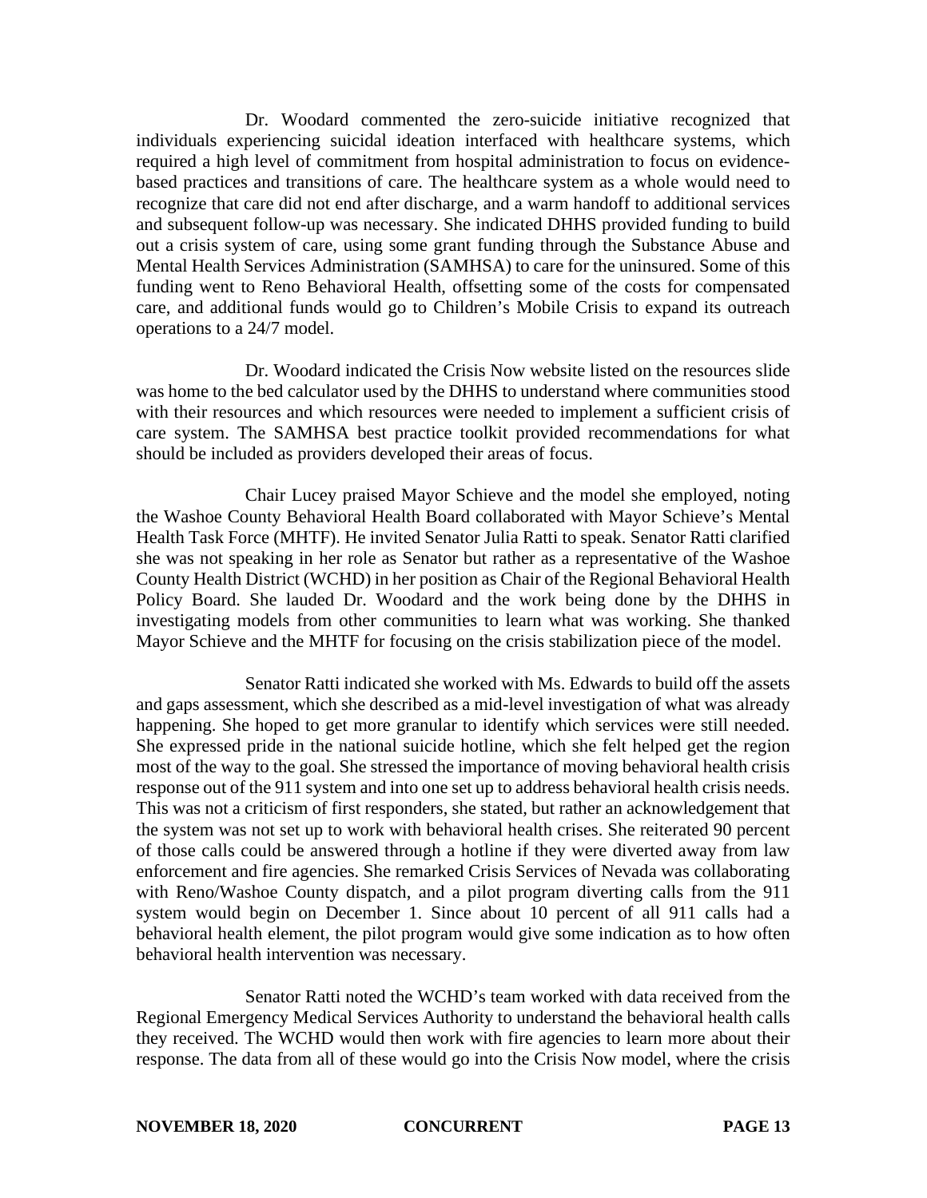Dr. Woodard commented the zero-suicide initiative recognized that individuals experiencing suicidal ideation interfaced with healthcare systems, which required a high level of commitment from hospital administration to focus on evidence-based practices and transitions of care. The healthcare system as a whole would need to recognize that care did not end after discharge, and a warm handoff to additional services and subsequent follow-up was necessary. She indicated DHHS provided funding to build out a crisis system of care, using some grant funding through the Substance Abuse and Mental Health Services Administration (SAMHSA) to care for the uninsured. Some of this funding went to Reno Behavioral Health, offsetting some of the costs for compensated care, and additional funds would go to Children's Mobile Crisis to expand its outreach operations to a 24/7 model.

Dr. Woodard indicated the Crisis Now website listed on the resources slide was home to the bed calculator used by the DHHS to understand where communities stood with their resources and which resources were needed to implement a sufficient crisis of care system. The SAMHSA best practice toolkit provided recommendations for what should be included as providers developed their areas of focus.

Chair Lucey praised Mayor Schieve and the model she employed, noting the Washoe County Behavioral Health Board collaborated with Mayor Schieve's Mental Health Task Force (MHTF). He invited Senator Julia Ratti to speak. Senator Ratti clarified she was not speaking in her role as Senator but rather as a representative of the Washoe County Health District (WCHD) in her position as Chair of the Regional Behavioral Health Policy Board. She lauded Dr. Woodard and the work being done by the DHHS in investigating models from other communities to learn what was working. She thanked Mayor Schieve and the MHTF for focusing on the crisis stabilization piece of the model.

Senator Ratti indicated she worked with Ms. Edwards to build off the assets and gaps assessment, which she described as a mid-level investigation of what was already happening. She hoped to get more granular to identify which services were still needed. She expressed pride in the national suicide hotline, which she felt helped get the region most of the way to the goal. She stressed the importance of moving behavioral health crisis response out of the 911 system and into one set up to address behavioral health crisis needs. This was not a criticism of first responders, she stated, but rather an acknowledgement that the system was not set up to work with behavioral health crises. She reiterated 90 percent of those calls could be answered through a hotline if they were diverted away from law enforcement and fire agencies. She remarked Crisis Services of Nevada was collaborating with Reno/Washoe County dispatch, and a pilot program diverting calls from the 911 system would begin on December 1. Since about 10 percent of all 911 calls had a behavioral health element, the pilot program would give some indication as to how often behavioral health intervention was necessary.

Senator Ratti noted the WCHD's team worked with data received from the Regional Emergency Medical Services Authority to understand the behavioral health calls they received. The WCHD would then work with fire agencies to learn more about their response. The data from all of these would go into the Crisis Now model, where the crisis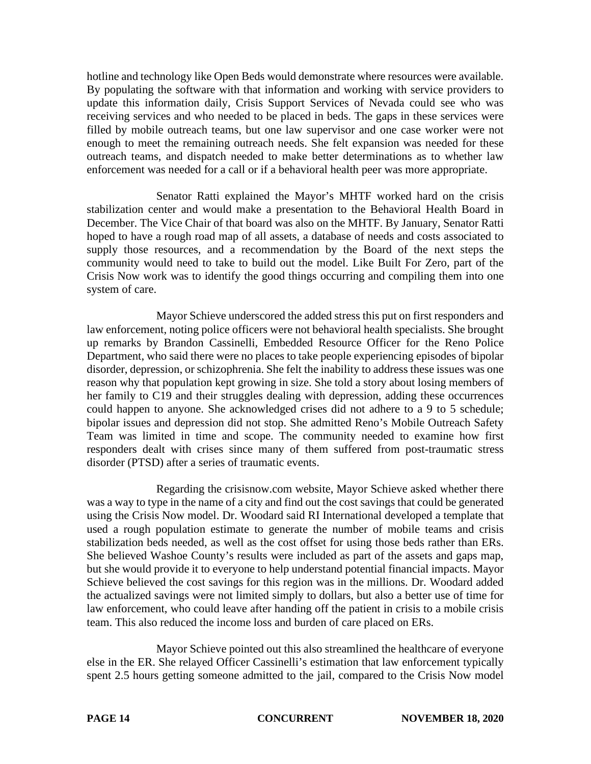hotline and technology like Open Beds would demonstrate where resources were available. By populating the software with that information and working with service providers to update this information daily, Crisis Support Services of Nevada could see who was receiving services and who needed to be placed in beds. The gaps in these services were filled by mobile outreach teams, but one law supervisor and one case worker were not enough to meet the remaining outreach needs. She felt expansion was needed for these outreach teams, and dispatch needed to make better determinations as to whether law enforcement was needed for a call or if a behavioral health peer was more appropriate.

Senator Ratti explained the Mayor's MHTF worked hard on the crisis stabilization center and would make a presentation to the Behavioral Health Board in December. The Vice Chair of that board was also on the MHTF. By January, Senator Ratti hoped to have a rough road map of all assets, a database of needs and costs associated to supply those resources, and a recommendation by the Board of the next steps the community would need to take to build out the model. Like Built For Zero, part of the Crisis Now work was to identify the good things occurring and compiling them into one system of care.

Mayor Schieve underscored the added stress this put on first responders and law enforcement, noting police officers were not behavioral health specialists. She brought up remarks by Brandon Cassinelli, Embedded Resource Officer for the Reno Police Department, who said there were no places to take people experiencing episodes of bipolar disorder, depression, or schizophrenia. She felt the inability to address these issues was one reason why that population kept growing in size. She told a story about losing members of her family to C19 and their struggles dealing with depression, adding these occurrences could happen to anyone. She acknowledged crises did not adhere to a 9 to 5 schedule; bipolar issues and depression did not stop. She admitted Reno's Mobile Outreach Safety Team was limited in time and scope. The community needed to examine how first responders dealt with crises since many of them suffered from post-traumatic stress disorder (PTSD) after a series of traumatic events.

Regarding the crisisnow.com website, Mayor Schieve asked whether there was a way to type in the name of a city and find out the cost savings that could be generated using the Crisis Now model. Dr. Woodard said RI International developed a template that used a rough population estimate to generate the number of mobile teams and crisis stabilization beds needed, as well as the cost offset for using those beds rather than ERs. She believed Washoe County's results were included as part of the assets and gaps map, but she would provide it to everyone to help understand potential financial impacts. Mayor Schieve believed the cost savings for this region was in the millions. Dr. Woodard added the actualized savings were not limited simply to dollars, but also a better use of time for law enforcement, who could leave after handing off the patient in crisis to a mobile crisis team. This also reduced the income loss and burden of care placed on ERs.

Mayor Schieve pointed out this also streamlined the healthcare of everyone else in the ER. She relayed Officer Cassinelli's estimation that law enforcement typically spent 2.5 hours getting someone admitted to the jail, compared to the Crisis Now model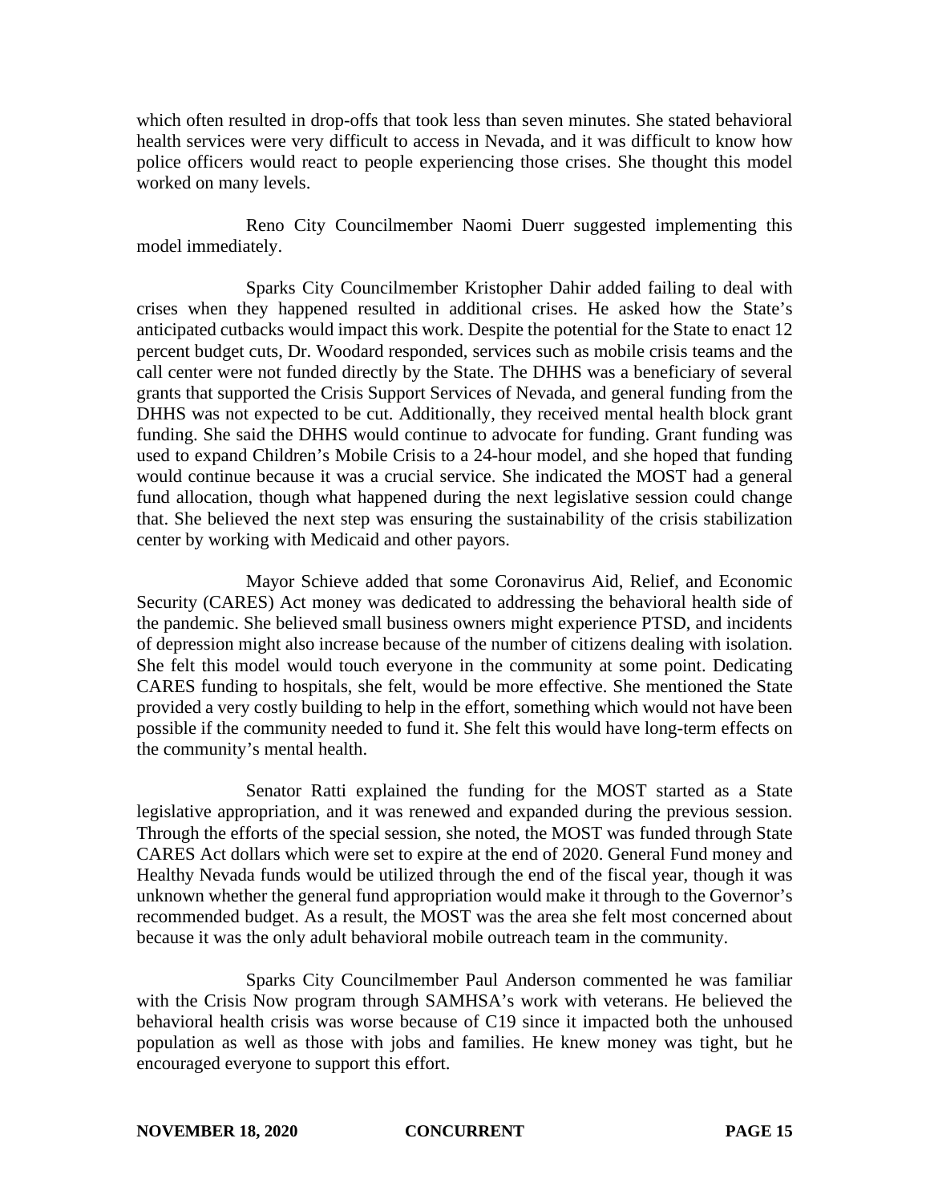which often resulted in drop-offs that took less than seven minutes. She stated behavioral health services were very difficult to access in Nevada, and it was difficult to know how police officers would react to people experiencing those crises. She thought this model worked on many levels.

Reno City Councilmember Naomi Duerr suggested implementing this model immediately.

Sparks City Councilmember Kristopher Dahir added failing to deal with crises when they happened resulted in additional crises. He asked how the State's anticipated cutbacks would impact this work. Despite the potential for the State to enact 12 percent budget cuts, Dr. Woodard responded, services such as mobile crisis teams and the call center were not funded directly by the State. The DHHS was a beneficiary of several grants that supported the Crisis Support Services of Nevada, and general funding from the DHHS was not expected to be cut. Additionally, they received mental health block grant funding. She said the DHHS would continue to advocate for funding. Grant funding was used to expand Children's Mobile Crisis to a 24-hour model, and she hoped that funding would continue because it was a crucial service. She indicated the MOST had a general fund allocation, though what happened during the next legislative session could change that. She believed the next step was ensuring the sustainability of the crisis stabilization center by working with Medicaid and other payors.

Mayor Schieve added that some Coronavirus Aid, Relief, and Economic Security (CARES) Act money was dedicated to addressing the behavioral health side of the pandemic. She believed small business owners might experience PTSD, and incidents of depression might also increase because of the number of citizens dealing with isolation. She felt this model would touch everyone in the community at some point. Dedicating CARES funding to hospitals, she felt, would be more effective. She mentioned the State provided a very costly building to help in the effort, something which would not have been possible if the community needed to fund it. She felt this would have long-term effects on the community's mental health.

Senator Ratti explained the funding for the MOST started as a State legislative appropriation, and it was renewed and expanded during the previous session. Through the efforts of the special session, she noted, the MOST was funded through State CARES Act dollars which were set to expire at the end of 2020. General Fund money and Healthy Nevada funds would be utilized through the end of the fiscal year, though it was unknown whether the general fund appropriation would make it through to the Governor's recommended budget. As a result, the MOST was the area she felt most concerned about because it was the only adult behavioral mobile outreach team in the community.

Sparks City Councilmember Paul Anderson commented he was familiar with the Crisis Now program through SAMHSA's work with veterans. He believed the behavioral health crisis was worse because of C19 since it impacted both the unhoused population as well as those with jobs and families. He knew money was tight, but he encouraged everyone to support this effort.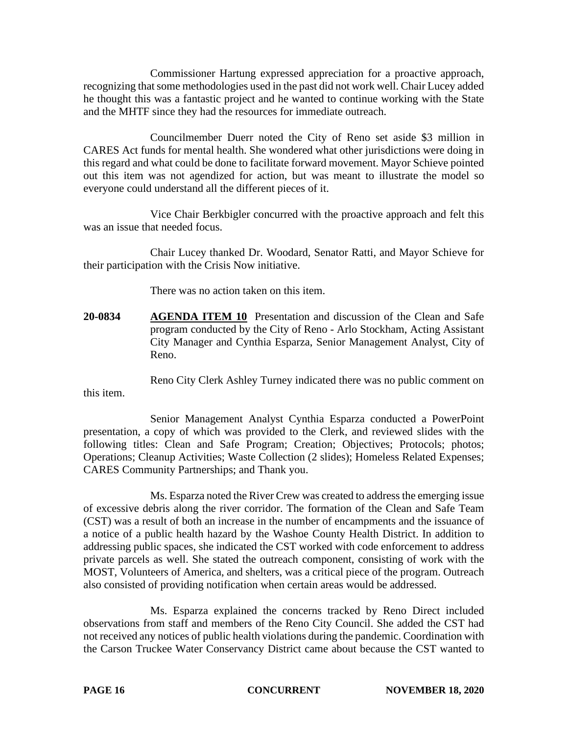Commissioner Hartung expressed appreciation for a proactive approach, recognizing that some methodologies used in the past did not work well. Chair Lucey added he thought this was a fantastic project and he wanted to continue working with the State and the MHTF since they had the resources for immediate outreach.

Councilmember Duerr noted the City of Reno set aside $3 million in CARES Act funds for mental health. She wondered what other jurisdictions were doing in this regard and what could be done to facilitate forward movement. Mayor Schieve pointed out this item was not agendized for action, but was meant to illustrate the model so everyone could understand all the different pieces of it.

Vice Chair Berkbigler concurred with the proactive approach and felt this was an issue that needed focus.

Chair Lucey thanked Dr. Woodard, Senator Ratti, and Mayor Schieve for their participation with the Crisis Now initiative.

There was no action taken on this item.

**20-0834** **AGENDA ITEM 10** Presentation and discussion of the Clean and Safe program conducted by the City of Reno - Arlo Stockham, Acting Assistant City Manager and Cynthia Esparza, Senior Management Analyst, City of Reno.

Reno City Clerk Ashley Turney indicated there was no public comment on this item.

Senior Management Analyst Cynthia Esparza conducted a PowerPoint presentation, a copy of which was provided to the Clerk, and reviewed slides with the following titles: Clean and Safe Program; Creation; Objectives; Protocols; photos; Operations; Cleanup Activities; Waste Collection (2 slides); Homeless Related Expenses; CARES Community Partnerships; and Thank you.

Ms. Esparza noted the River Crew was created to address the emerging issue of excessive debris along the river corridor. The formation of the Clean and Safe Team (CST) was a result of both an increase in the number of encampments and the issuance of a notice of a public health hazard by the Washoe County Health District. In addition to addressing public spaces, she indicated the CST worked with code enforcement to address private parcels as well. She stated the outreach component, consisting of work with the MOST, Volunteers of America, and shelters, was a critical piece of the program. Outreach also consisted of providing notification when certain areas would be addressed.

Ms. Esparza explained the concerns tracked by Reno Direct included observations from staff and members of the Reno City Council. She added the CST had not received any notices of public health violations during the pandemic. Coordination with the Carson Truckee Water Conservancy District came about because the CST wanted to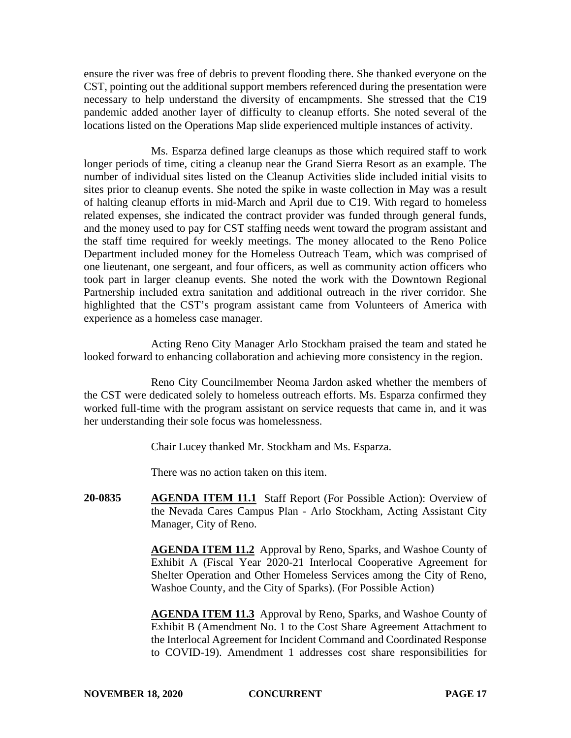ensure the river was free of debris to prevent flooding there. She thanked everyone on the CST, pointing out the additional support members referenced during the presentation were necessary to help understand the diversity of encampments. She stressed that the C19 pandemic added another layer of difficulty to cleanup efforts. She noted several of the locations listed on the Operations Map slide experienced multiple instances of activity.

Ms. Esparza defined large cleanups as those which required staff to work longer periods of time, citing a cleanup near the Grand Sierra Resort as an example. The number of individual sites listed on the Cleanup Activities slide included initial visits to sites prior to cleanup events. She noted the spike in waste collection in May was a result of halting cleanup efforts in mid-March and April due to C19. With regard to homeless related expenses, she indicated the contract provider was funded through general funds, and the money used to pay for CST staffing needs went toward the program assistant and the staff time required for weekly meetings. The money allocated to the Reno Police Department included money for the Homeless Outreach Team, which was comprised of one lieutenant, one sergeant, and four officers, as well as community action officers who took part in larger cleanup events. She noted the work with the Downtown Regional Partnership included extra sanitation and additional outreach in the river corridor. She highlighted that the CST's program assistant came from Volunteers of America with experience as a homeless case manager.

Acting Reno City Manager Arlo Stockham praised the team and stated he looked forward to enhancing collaboration and achieving more consistency in the region.

Reno City Councilmember Neoma Jardon asked whether the members of the CST were dedicated solely to homeless outreach efforts. Ms. Esparza confirmed they worked full-time with the program assistant on service requests that came in, and it was her understanding their sole focus was homelessness.

Chair Lucey thanked Mr. Stockham and Ms. Esparza.

There was no action taken on this item.

**20-0835** **AGENDA ITEM 11.1** Staff Report (For Possible Action): Overview of the Nevada Cares Campus Plan - Arlo Stockham, Acting Assistant City Manager, City of Reno.

**AGENDA ITEM 11.2** Approval by Reno, Sparks, and Washoe County of Exhibit A (Fiscal Year 2020-21 Interlocal Cooperative Agreement for Shelter Operation and Other Homeless Services among the City of Reno, Washoe County, and the City of Sparks). (For Possible Action)

**AGENDA ITEM 11.3** Approval by Reno, Sparks, and Washoe County of Exhibit B (Amendment No. 1 to the Cost Share Agreement Attachment to the Interlocal Agreement for Incident Command and Coordinated Response to COVID-19). Amendment 1 addresses cost share responsibilities for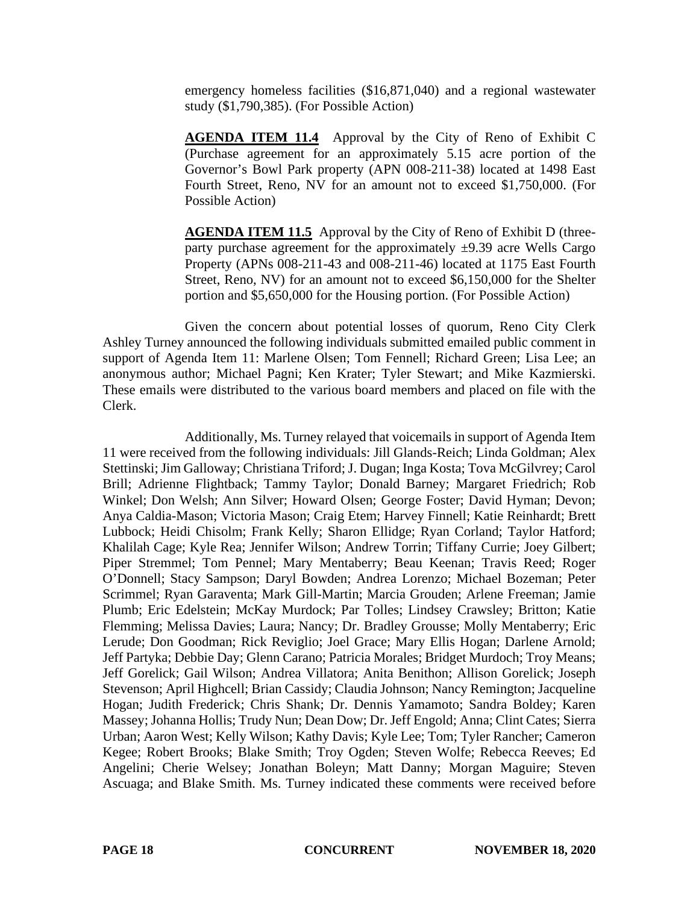emergency homeless facilities ($16,871,040) and a regional wastewater study ($1,790,385). (For Possible Action)

**AGENDA ITEM 11.4** Approval by the City of Reno of Exhibit C (Purchase agreement for an approximately 5.15 acre portion of the Governor's Bowl Park property (APN 008-211-38) located at 1498 East Fourth Street, Reno, NV for an amount not to exceed $1,750,000. (For Possible Action)

**AGENDA ITEM 11.5** Approval by the City of Reno of Exhibit D (three-party purchase agreement for the approximately ±9.39 acre Wells Cargo Property (APNs 008-211-43 and 008-211-46) located at 1175 East Fourth Street, Reno, NV) for an amount not to exceed $6,150,000 for the Shelter portion and $5,650,000 for the Housing portion. (For Possible Action)

Given the concern about potential losses of quorum, Reno City Clerk Ashley Turney announced the following individuals submitted emailed public comment in support of Agenda Item 11: Marlene Olsen; Tom Fennell; Richard Green; Lisa Lee; an anonymous author; Michael Pagni; Ken Krater; Tyler Stewart; and Mike Kazmierski. These emails were distributed to the various board members and placed on file with the Clerk.

Additionally, Ms. Turney relayed that voicemails in support of Agenda Item 11 were received from the following individuals: Jill Glands-Reich; Linda Goldman; Alex Stettinski; Jim Galloway; Christiana Triford; J. Dugan; Inga Kosta; Tova McGilvrey; Carol Brill; Adrienne Flightback; Tammy Taylor; Donald Barney; Margaret Friedrich; Rob Winkel; Don Welsh; Ann Silver; Howard Olsen; George Foster; David Hyman; Devon; Anya Caldia-Mason; Victoria Mason; Craig Etem; Harvey Finnell; Katie Reinhardt; Brett Lubbock; Heidi Chisolm; Frank Kelly; Sharon Ellidge; Ryan Corland; Taylor Hatford; Khalilah Cage; Kyle Rea; Jennifer Wilson; Andrew Torrin; Tiffany Currie; Joey Gilbert; Piper Stremmel; Tom Pennel; Mary Mentaberry; Beau Keenan; Travis Reed; Roger O'Donnell; Stacy Sampson; Daryl Bowden; Andrea Lorenzo; Michael Bozeman; Peter Scrimmel; Ryan Garaventa; Mark Gill-Martin; Marcia Grouden; Arlene Freeman; Jamie Plumb; Eric Edelstein; McKay Murdock; Par Tolles; Lindsey Crawsley; Britton; Katie Flemming; Melissa Davies; Laura; Nancy; Dr. Bradley Grousse; Molly Mentaberry; Eric Lerude; Don Goodman; Rick Reviglio; Joel Grace; Mary Ellis Hogan; Darlene Arnold; Jeff Partyka; Debbie Day; Glenn Carano; Patricia Morales; Bridget Murdoch; Troy Means; Jeff Gorelick; Gail Wilson; Andrea Villatora; Anita Benithon; Allison Gorelick; Joseph Stevenson; April Highcell; Brian Cassidy; Claudia Johnson; Nancy Remington; Jacqueline Hogan; Judith Frederick; Chris Shank; Dr. Dennis Yamamoto; Sandra Boldey; Karen Massey; Johanna Hollis; Trudy Nun; Dean Dow; Dr. Jeff Engold; Anna; Clint Cates; Sierra Urban; Aaron West; Kelly Wilson; Kathy Davis; Kyle Lee; Tom; Tyler Rancher; Cameron Kegee; Robert Brooks; Blake Smith; Troy Ogden; Steven Wolfe; Rebecca Reeves; Ed Angelini; Cherie Welsey; Jonathan Boleyn; Matt Danny; Morgan Maguire; Steven Ascuaga; and Blake Smith. Ms. Turney indicated these comments were received before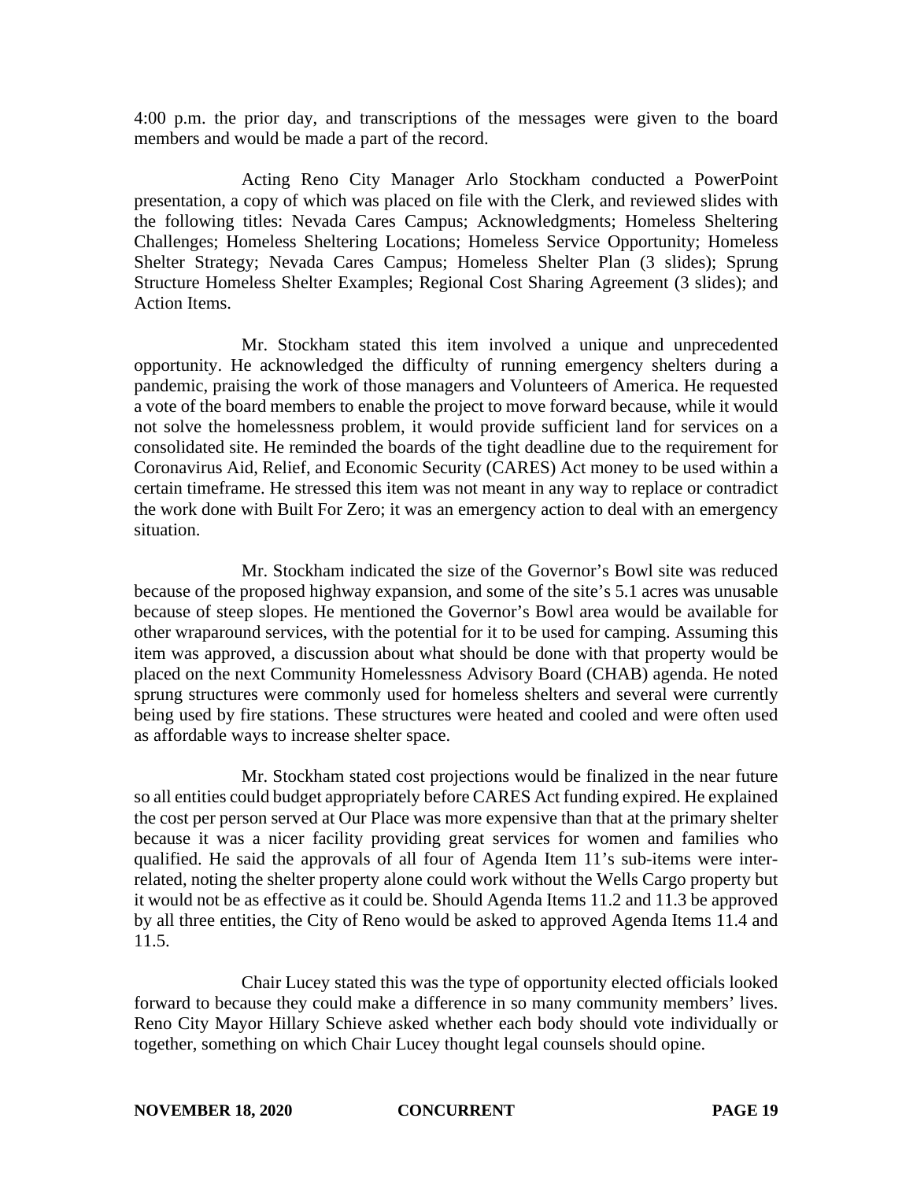4:00 p.m. the prior day, and transcriptions of the messages were given to the board members and would be made a part of the record.

Acting Reno City Manager Arlo Stockham conducted a PowerPoint presentation, a copy of which was placed on file with the Clerk, and reviewed slides with the following titles: Nevada Cares Campus; Acknowledgments; Homeless Sheltering Challenges; Homeless Sheltering Locations; Homeless Service Opportunity; Homeless Shelter Strategy; Nevada Cares Campus; Homeless Shelter Plan (3 slides); Sprung Structure Homeless Shelter Examples; Regional Cost Sharing Agreement (3 slides); and Action Items.

Mr. Stockham stated this item involved a unique and unprecedented opportunity. He acknowledged the difficulty of running emergency shelters during a pandemic, praising the work of those managers and Volunteers of America. He requested a vote of the board members to enable the project to move forward because, while it would not solve the homelessness problem, it would provide sufficient land for services on a consolidated site. He reminded the boards of the tight deadline due to the requirement for Coronavirus Aid, Relief, and Economic Security (CARES) Act money to be used within a certain timeframe. He stressed this item was not meant in any way to replace or contradict the work done with Built For Zero; it was an emergency action to deal with an emergency situation.

Mr. Stockham indicated the size of the Governor's Bowl site was reduced because of the proposed highway expansion, and some of the site's 5.1 acres was unusable because of steep slopes. He mentioned the Governor's Bowl area would be available for other wraparound services, with the potential for it to be used for camping. Assuming this item was approved, a discussion about what should be done with that property would be placed on the next Community Homelessness Advisory Board (CHAB) agenda. He noted sprung structures were commonly used for homeless shelters and several were currently being used by fire stations. These structures were heated and cooled and were often used as affordable ways to increase shelter space.

Mr. Stockham stated cost projections would be finalized in the near future so all entities could budget appropriately before CARES Act funding expired. He explained the cost per person served at Our Place was more expensive than that at the primary shelter because it was a nicer facility providing great services for women and families who qualified. He said the approvals of all four of Agenda Item 11's sub-items were inter-related, noting the shelter property alone could work without the Wells Cargo property but it would not be as effective as it could be. Should Agenda Items 11.2 and 11.3 be approved by all three entities, the City of Reno would be asked to approved Agenda Items 11.4 and 11.5.

Chair Lucey stated this was the type of opportunity elected officials looked forward to because they could make a difference in so many community members' lives. Reno City Mayor Hillary Schieve asked whether each body should vote individually or together, something on which Chair Lucey thought legal counsels should opine.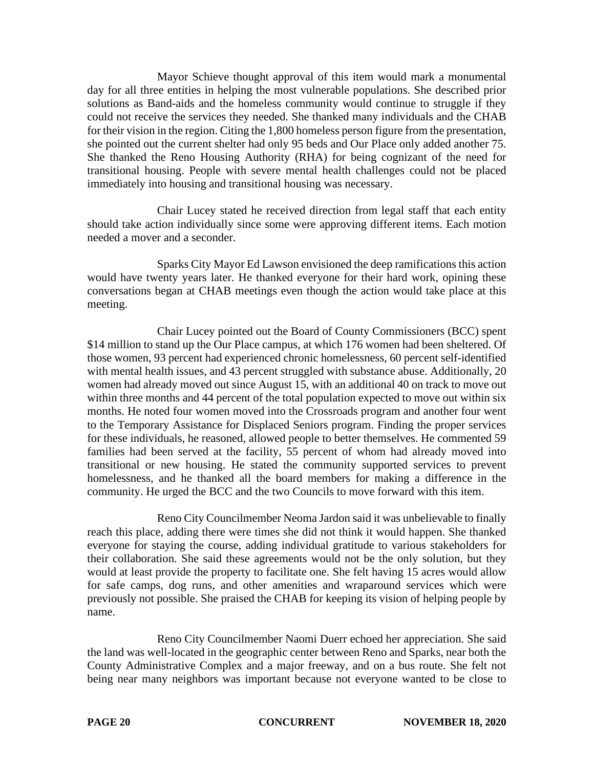Mayor Schieve thought approval of this item would mark a monumental day for all three entities in helping the most vulnerable populations. She described prior solutions as Band-aids and the homeless community would continue to struggle if they could not receive the services they needed. She thanked many individuals and the CHAB for their vision in the region. Citing the 1,800 homeless person figure from the presentation, she pointed out the current shelter had only 95 beds and Our Place only added another 75. She thanked the Reno Housing Authority (RHA) for being cognizant of the need for transitional housing. People with severe mental health challenges could not be placed immediately into housing and transitional housing was necessary.

Chair Lucey stated he received direction from legal staff that each entity should take action individually since some were approving different items. Each motion needed a mover and a seconder.

Sparks City Mayor Ed Lawson envisioned the deep ramifications this action would have twenty years later. He thanked everyone for their hard work, opining these conversations began at CHAB meetings even though the action would take place at this meeting.

Chair Lucey pointed out the Board of County Commissioners (BCC) spent \$14 million to stand up the Our Place campus, at which 176 women had been sheltered. Of those women, 93 percent had experienced chronic homelessness, 60 percent self-identified with mental health issues, and 43 percent struggled with substance abuse. Additionally, 20 women had already moved out since August 15, with an additional 40 on track to move out within three months and 44 percent of the total population expected to move out within six months. He noted four women moved into the Crossroads program and another four went to the Temporary Assistance for Displaced Seniors program. Finding the proper services for these individuals, he reasoned, allowed people to better themselves. He commented 59 families had been served at the facility, 55 percent of whom had already moved into transitional or new housing. He stated the community supported services to prevent homelessness, and he thanked all the board members for making a difference in the community. He urged the BCC and the two Councils to move forward with this item.

Reno City Councilmember Neoma Jardon said it was unbelievable to finally reach this place, adding there were times she did not think it would happen. She thanked everyone for staying the course, adding individual gratitude to various stakeholders for their collaboration. She said these agreements would not be the only solution, but they would at least provide the property to facilitate one. She felt having 15 acres would allow for safe camps, dog runs, and other amenities and wraparound services which were previously not possible. She praised the CHAB for keeping its vision of helping people by name.

Reno City Councilmember Naomi Duerr echoed her appreciation. She said the land was well-located in the geographic center between Reno and Sparks, near both the County Administrative Complex and a major freeway, and on a bus route. She felt not being near many neighbors was important because not everyone wanted to be close to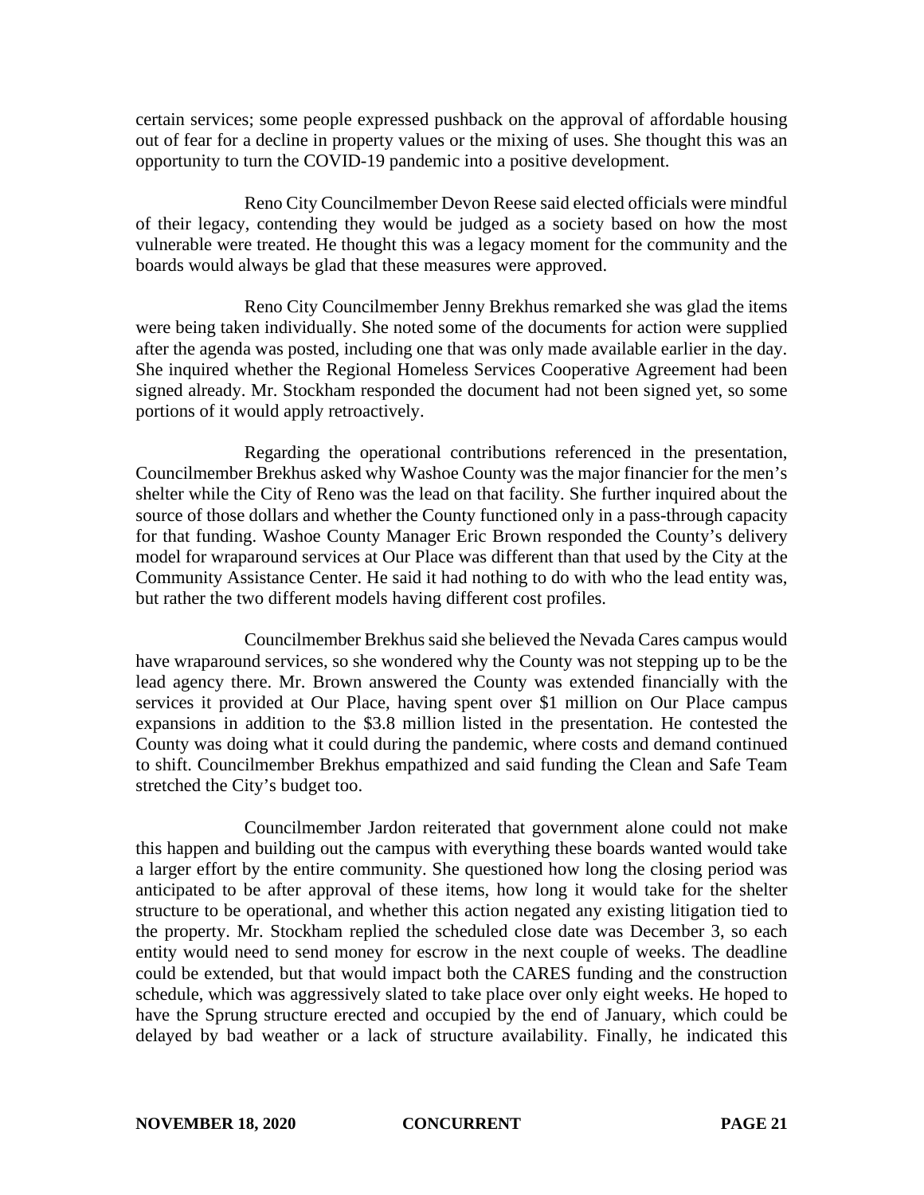certain services; some people expressed pushback on the approval of affordable housing out of fear for a decline in property values or the mixing of uses. She thought this was an opportunity to turn the COVID-19 pandemic into a positive development.

Reno City Councilmember Devon Reese said elected officials were mindful of their legacy, contending they would be judged as a society based on how the most vulnerable were treated. He thought this was a legacy moment for the community and the boards would always be glad that these measures were approved.

Reno City Councilmember Jenny Brekhus remarked she was glad the items were being taken individually. She noted some of the documents for action were supplied after the agenda was posted, including one that was only made available earlier in the day. She inquired whether the Regional Homeless Services Cooperative Agreement had been signed already. Mr. Stockham responded the document had not been signed yet, so some portions of it would apply retroactively.

Regarding the operational contributions referenced in the presentation, Councilmember Brekhus asked why Washoe County was the major financier for the men's shelter while the City of Reno was the lead on that facility. She further inquired about the source of those dollars and whether the County functioned only in a pass-through capacity for that funding. Washoe County Manager Eric Brown responded the County's delivery model for wraparound services at Our Place was different than that used by the City at the Community Assistance Center. He said it had nothing to do with who the lead entity was, but rather the two different models having different cost profiles.

Councilmember Brekhus said she believed the Nevada Cares campus would have wraparound services, so she wondered why the County was not stepping up to be the lead agency there. Mr. Brown answered the County was extended financially with the services it provided at Our Place, having spent over $1 million on Our Place campus expansions in addition to the $3.8 million listed in the presentation. He contested the County was doing what it could during the pandemic, where costs and demand continued to shift. Councilmember Brekhus empathized and said funding the Clean and Safe Team stretched the City's budget too.

Councilmember Jardon reiterated that government alone could not make this happen and building out the campus with everything these boards wanted would take a larger effort by the entire community. She questioned how long the closing period was anticipated to be after approval of these items, how long it would take for the shelter structure to be operational, and whether this action negated any existing litigation tied to the property. Mr. Stockham replied the scheduled close date was December 3, so each entity would need to send money for escrow in the next couple of weeks. The deadline could be extended, but that would impact both the CARES funding and the construction schedule, which was aggressively slated to take place over only eight weeks. He hoped to have the Sprung structure erected and occupied by the end of January, which could be delayed by bad weather or a lack of structure availability. Finally, he indicated this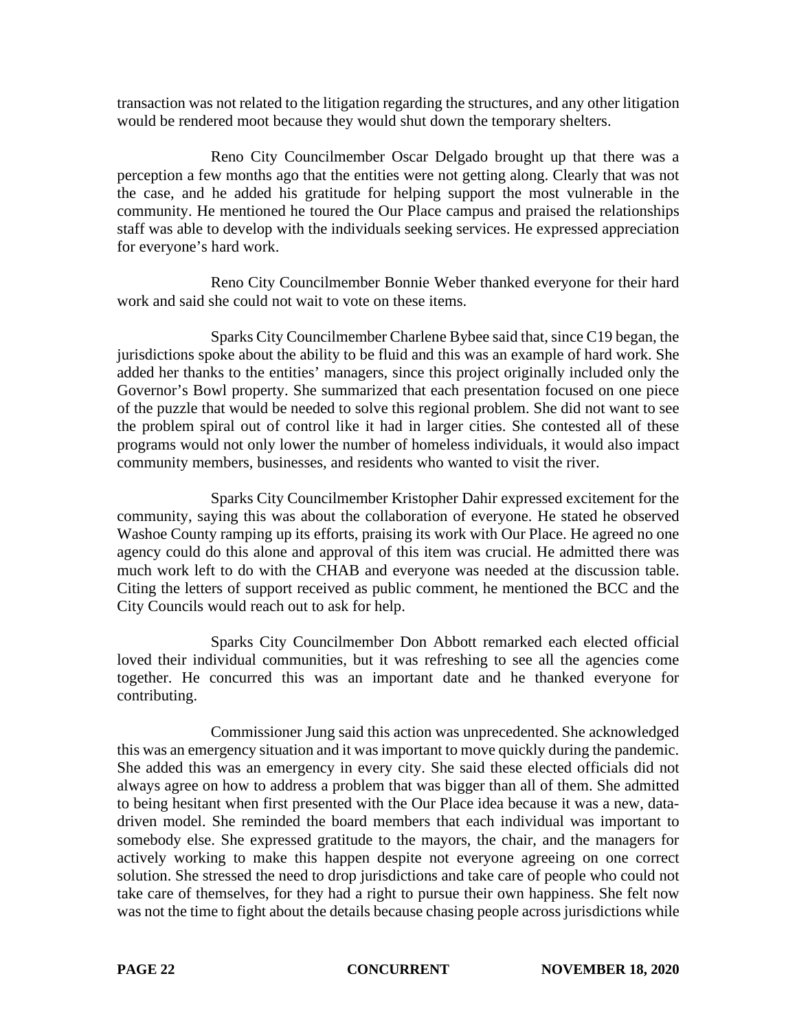transaction was not related to the litigation regarding the structures, and any other litigation would be rendered moot because they would shut down the temporary shelters.

Reno City Councilmember Oscar Delgado brought up that there was a perception a few months ago that the entities were not getting along. Clearly that was not the case, and he added his gratitude for helping support the most vulnerable in the community. He mentioned he toured the Our Place campus and praised the relationships staff was able to develop with the individuals seeking services. He expressed appreciation for everyone's hard work.

Reno City Councilmember Bonnie Weber thanked everyone for their hard work and said she could not wait to vote on these items.

Sparks City Councilmember Charlene Bybee said that, since C19 began, the jurisdictions spoke about the ability to be fluid and this was an example of hard work. She added her thanks to the entities' managers, since this project originally included only the Governor's Bowl property. She summarized that each presentation focused on one piece of the puzzle that would be needed to solve this regional problem. She did not want to see the problem spiral out of control like it had in larger cities. She contested all of these programs would not only lower the number of homeless individuals, it would also impact community members, businesses, and residents who wanted to visit the river.

Sparks City Councilmember Kristopher Dahir expressed excitement for the community, saying this was about the collaboration of everyone. He stated he observed Washoe County ramping up its efforts, praising its work with Our Place. He agreed no one agency could do this alone and approval of this item was crucial. He admitted there was much work left to do with the CHAB and everyone was needed at the discussion table. Citing the letters of support received as public comment, he mentioned the BCC and the City Councils would reach out to ask for help.

Sparks City Councilmember Don Abbott remarked each elected official loved their individual communities, but it was refreshing to see all the agencies come together. He concurred this was an important date and he thanked everyone for contributing.

Commissioner Jung said this action was unprecedented. She acknowledged this was an emergency situation and it was important to move quickly during the pandemic. She added this was an emergency in every city. She said these elected officials did not always agree on how to address a problem that was bigger than all of them. She admitted to being hesitant when first presented with the Our Place idea because it was a new, data-driven model. She reminded the board members that each individual was important to somebody else. She expressed gratitude to the mayors, the chair, and the managers for actively working to make this happen despite not everyone agreeing on one correct solution. She stressed the need to drop jurisdictions and take care of people who could not take care of themselves, for they had a right to pursue their own happiness. She felt now was not the time to fight about the details because chasing people across jurisdictions while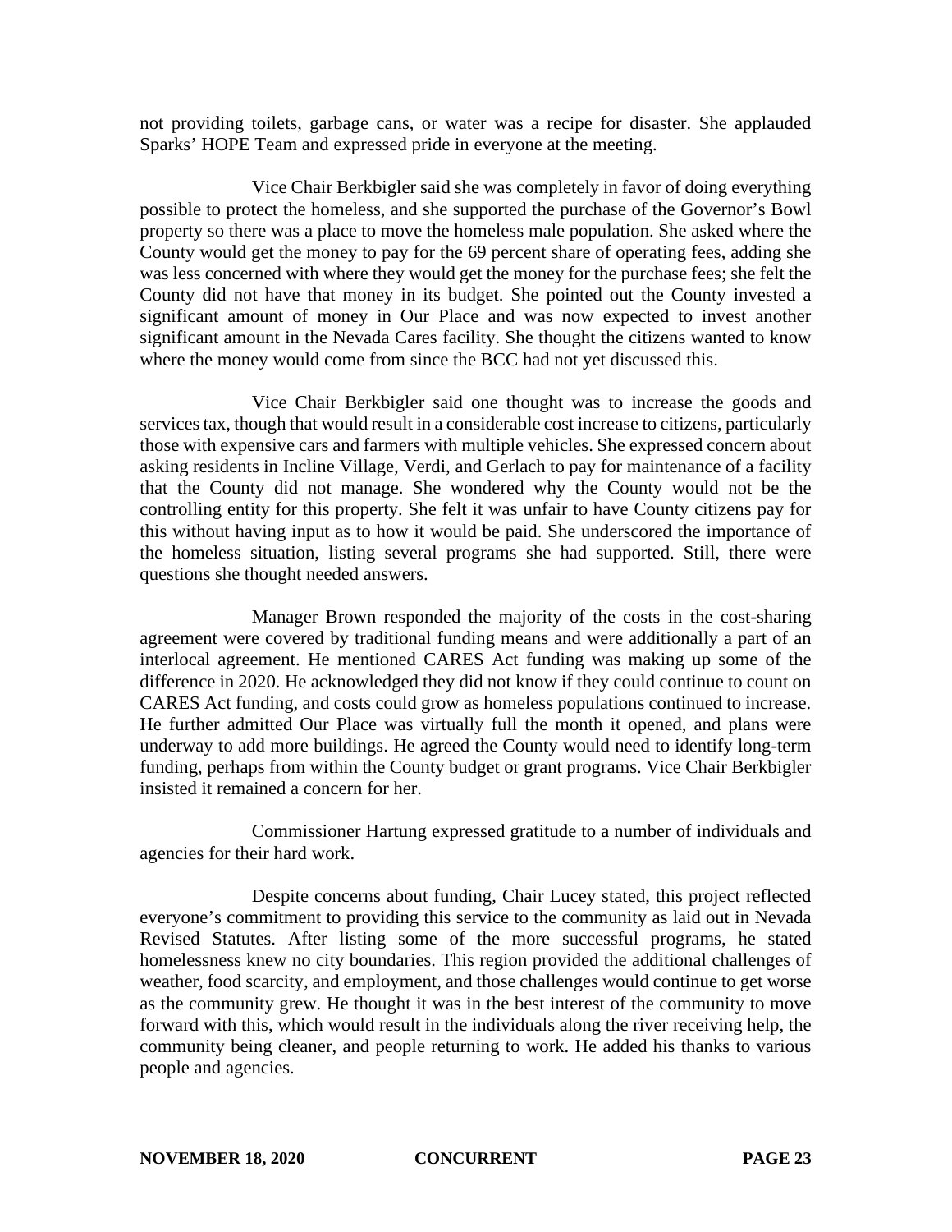not providing toilets, garbage cans, or water was a recipe for disaster. She applauded Sparks' HOPE Team and expressed pride in everyone at the meeting.

Vice Chair Berkbigler said she was completely in favor of doing everything possible to protect the homeless, and she supported the purchase of the Governor's Bowl property so there was a place to move the homeless male population. She asked where the County would get the money to pay for the 69 percent share of operating fees, adding she was less concerned with where they would get the money for the purchase fees; she felt the County did not have that money in its budget. She pointed out the County invested a significant amount of money in Our Place and was now expected to invest another significant amount in the Nevada Cares facility. She thought the citizens wanted to know where the money would come from since the BCC had not yet discussed this.

Vice Chair Berkbigler said one thought was to increase the goods and services tax, though that would result in a considerable cost increase to citizens, particularly those with expensive cars and farmers with multiple vehicles. She expressed concern about asking residents in Incline Village, Verdi, and Gerlach to pay for maintenance of a facility that the County did not manage. She wondered why the County would not be the controlling entity for this property. She felt it was unfair to have County citizens pay for this without having input as to how it would be paid. She underscored the importance of the homeless situation, listing several programs she had supported. Still, there were questions she thought needed answers.

Manager Brown responded the majority of the costs in the cost-sharing agreement were covered by traditional funding means and were additionally a part of an interlocal agreement. He mentioned CARES Act funding was making up some of the difference in 2020. He acknowledged they did not know if they could continue to count on CARES Act funding, and costs could grow as homeless populations continued to increase. He further admitted Our Place was virtually full the month it opened, and plans were underway to add more buildings. He agreed the County would need to identify long-term funding, perhaps from within the County budget or grant programs. Vice Chair Berkbigler insisted it remained a concern for her.

Commissioner Hartung expressed gratitude to a number of individuals and agencies for their hard work.

Despite concerns about funding, Chair Lucey stated, this project reflected everyone's commitment to providing this service to the community as laid out in Nevada Revised Statutes. After listing some of the more successful programs, he stated homelessness knew no city boundaries. This region provided the additional challenges of weather, food scarcity, and employment, and those challenges would continue to get worse as the community grew. He thought it was in the best interest of the community to move forward with this, which would result in the individuals along the river receiving help, the community being cleaner, and people returning to work. He added his thanks to various people and agencies.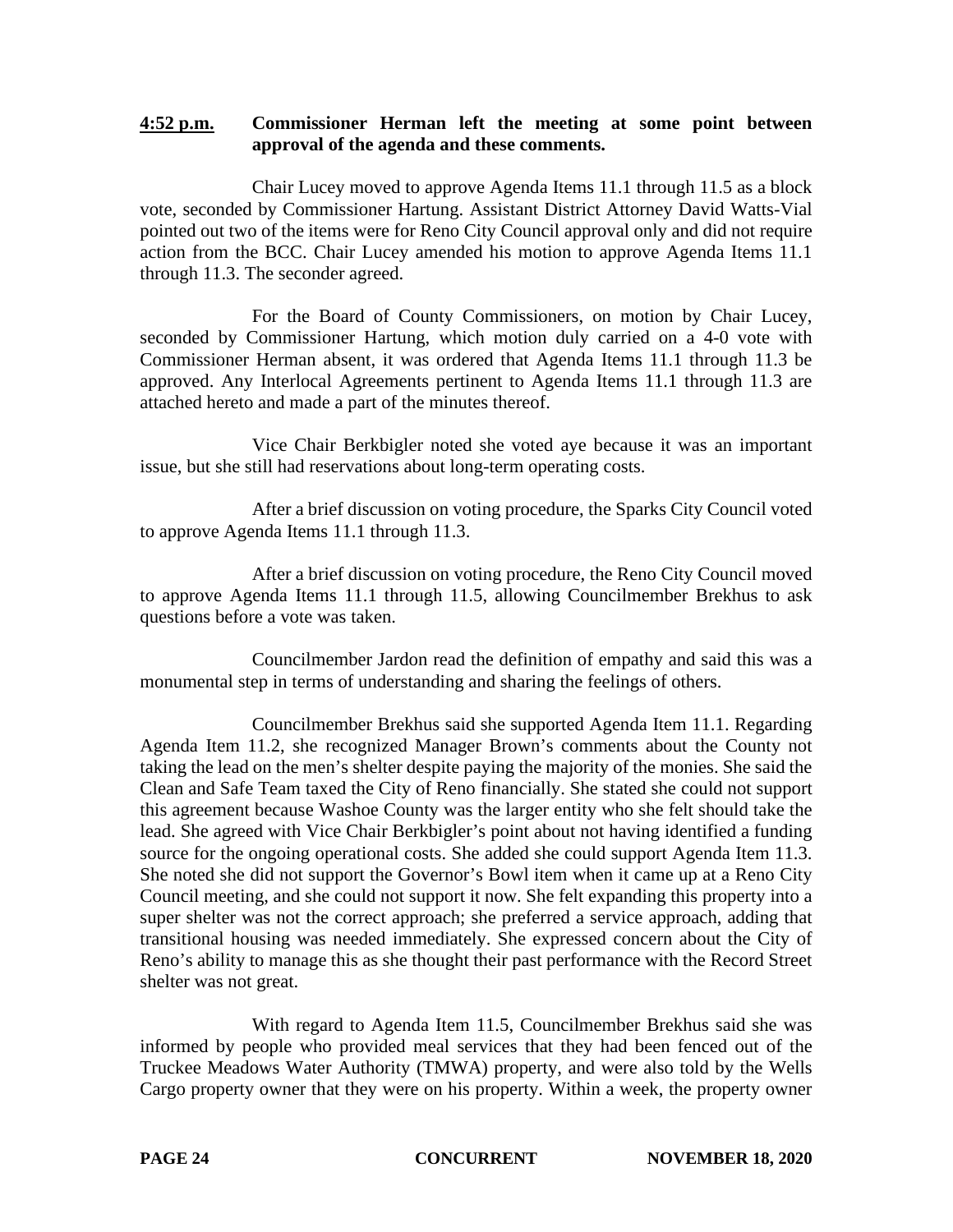**4:52 p.m.** **Commissioner Herman left the meeting at some point between approval of the agenda and these comments.**

Chair Lucey moved to approve Agenda Items 11.1 through 11.5 as a block vote, seconded by Commissioner Hartung. Assistant District Attorney David Watts-Vial pointed out two of the items were for Reno City Council approval only and did not require action from the BCC. Chair Lucey amended his motion to approve Agenda Items 11.1 through 11.3. The seconder agreed.

For the Board of County Commissioners, on motion by Chair Lucey, seconded by Commissioner Hartung, which motion duly carried on a 4-0 vote with Commissioner Herman absent, it was ordered that Agenda Items 11.1 through 11.3 be approved. Any Interlocal Agreements pertinent to Agenda Items 11.1 through 11.3 are attached hereto and made a part of the minutes thereof.

Vice Chair Berkbigler noted she voted aye because it was an important issue, but she still had reservations about long-term operating costs.

After a brief discussion on voting procedure, the Sparks City Council voted to approve Agenda Items 11.1 through 11.3.

After a brief discussion on voting procedure, the Reno City Council moved to approve Agenda Items 11.1 through 11.5, allowing Councilmember Brekhus to ask questions before a vote was taken.

Councilmember Jardon read the definition of empathy and said this was a monumental step in terms of understanding and sharing the feelings of others.

Councilmember Brekhus said she supported Agenda Item 11.1. Regarding Agenda Item 11.2, she recognized Manager Brown's comments about the County not taking the lead on the men's shelter despite paying the majority of the monies. She said the Clean and Safe Team taxed the City of Reno financially. She stated she could not support this agreement because Washoe County was the larger entity who she felt should take the lead. She agreed with Vice Chair Berkbigler's point about not having identified a funding source for the ongoing operational costs. She added she could support Agenda Item 11.3. She noted she did not support the Governor's Bowl item when it came up at a Reno City Council meeting, and she could not support it now. She felt expanding this property into a super shelter was not the correct approach; she preferred a service approach, adding that transitional housing was needed immediately. She expressed concern about the City of Reno's ability to manage this as she thought their past performance with the Record Street shelter was not great.

With regard to Agenda Item 11.5, Councilmember Brekhus said she was informed by people who provided meal services that they had been fenced out of the Truckee Meadows Water Authority (TMWA) property, and were also told by the Wells Cargo property owner that they were on his property. Within a week, the property owner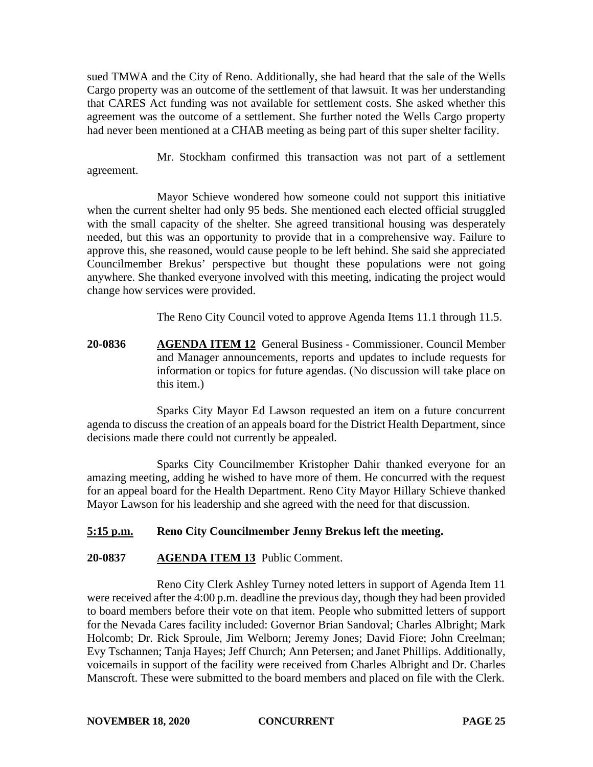sued TMWA and the City of Reno. Additionally, she had heard that the sale of the Wells Cargo property was an outcome of the settlement of that lawsuit. It was her understanding that CARES Act funding was not available for settlement costs. She asked whether this agreement was the outcome of a settlement. She further noted the Wells Cargo property had never been mentioned at a CHAB meeting as being part of this super shelter facility.

Mr. Stockham confirmed this transaction was not part of a settlement agreement.

Mayor Schieve wondered how someone could not support this initiative when the current shelter had only 95 beds. She mentioned each elected official struggled with the small capacity of the shelter. She agreed transitional housing was desperately needed, but this was an opportunity to provide that in a comprehensive way. Failure to approve this, she reasoned, would cause people to be left behind. She said she appreciated Councilmember Brekus' perspective but thought these populations were not going anywhere. She thanked everyone involved with this meeting, indicating the project would change how services were provided.

The Reno City Council voted to approve Agenda Items 11.1 through 11.5.

**20-0836** **AGENDA ITEM 12** General Business - Commissioner, Council Member and Manager announcements, reports and updates to include requests for information or topics for future agendas. (No discussion will take place on this item.)

Sparks City Mayor Ed Lawson requested an item on a future concurrent agenda to discuss the creation of an appeals board for the District Health Department, since decisions made there could not currently be appealed.

Sparks City Councilmember Kristopher Dahir thanked everyone for an amazing meeting, adding he wished to have more of them. He concurred with the request for an appeal board for the Health Department. Reno City Mayor Hillary Schieve thanked Mayor Lawson for his leadership and she agreed with the need for that discussion.

**5:15 p.m.** **Reno City Councilmember Jenny Brekus left the meeting.**

**20-0837** **AGENDA ITEM 13** Public Comment.

Reno City Clerk Ashley Turney noted letters in support of Agenda Item 11 were received after the 4:00 p.m. deadline the previous day, though they had been provided to board members before their vote on that item. People who submitted letters of support for the Nevada Cares facility included: Governor Brian Sandoval; Charles Albright; Mark Holcomb; Dr. Rick Sproule, Jim Welborn; Jeremy Jones; David Fiore; John Creelman; Evy Tschannen; Tanja Hayes; Jeff Church; Ann Petersen; and Janet Phillips. Additionally, voicemails in support of the facility were received from Charles Albright and Dr. Charles Manscroft. These were submitted to the board members and placed on file with the Clerk.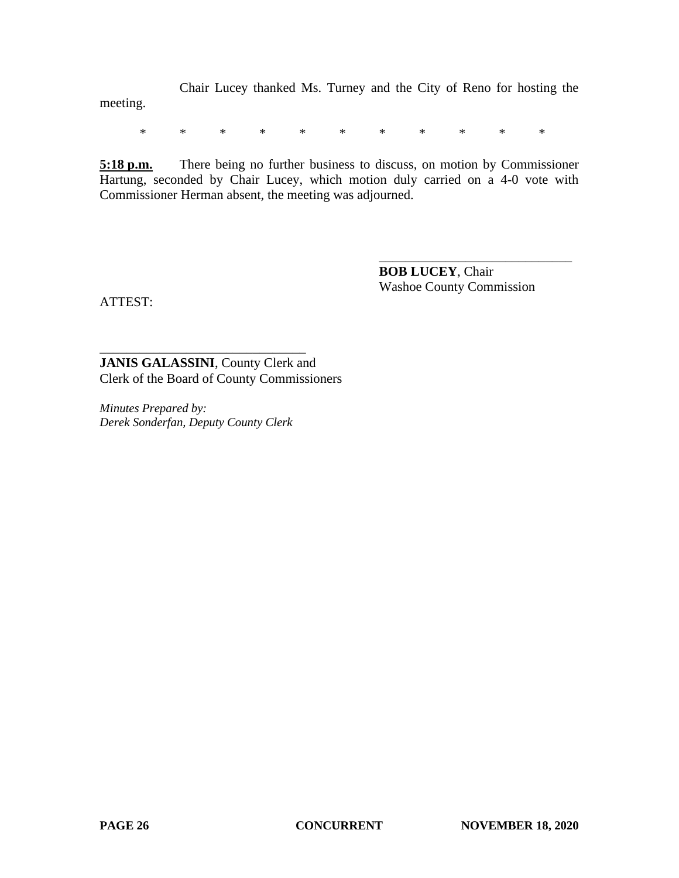Chair Lucey thanked Ms. Turney and the City of Reno for hosting the meeting.

\*           \*           \*           \*           \*           \*           \*           \*           \*           \*           \*

**<u>5:18 p.m.</u>** There being no further business to discuss, on motion by Commissioner Hartung, seconded by Chair Lucey, which motion duly carried on a 4-0 vote with Commissioner Herman absent, the meeting was adjourned.

\_\_\_\_\_\_\_\_\_\_\_\_\_\_\_\_\_\_\_\_\_\_\_\_\_\_\_\_\_\_
**BOB LUCEY**, Chair
Washoe County Commission

ATTEST:

\_\_\_\_\_\_\_\_\_\_\_\_\_\_\_\_\_\_\_\_\_\_\_\_\_\_\_\_\_\_\_\_
**JANIS GALASSINI**, County Clerk and
Clerk of the Board of County Commissioners

*Minutes Prepared by:*
*Derek Sonderfan, Deputy County Clerk*